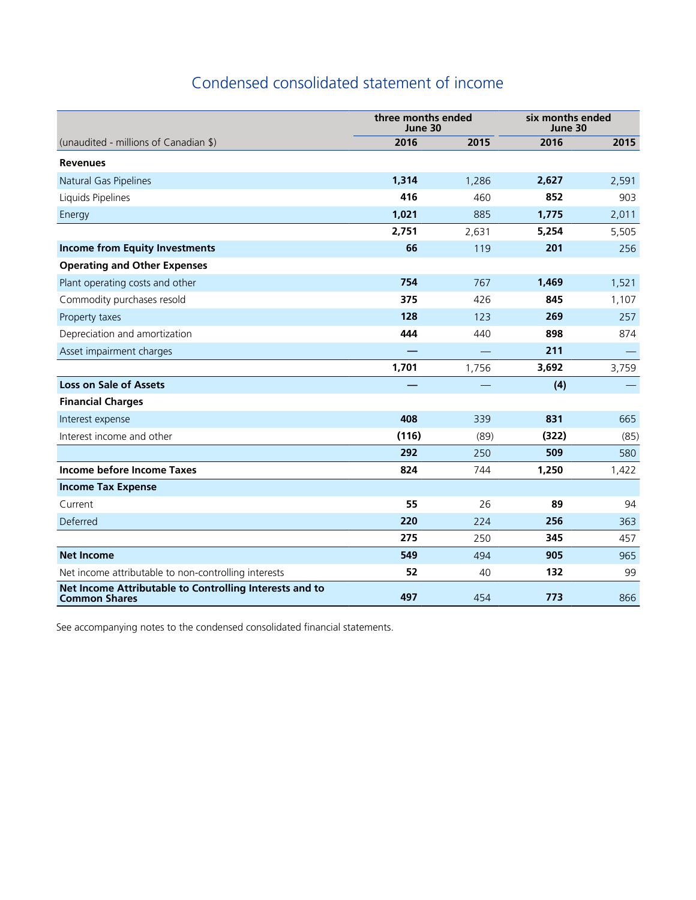# Condensed consolidated statement of income

| (unaudited - millions of Canadian $) | three months ended June 30 | | six months ended June 30 | |
|---|---|---|---|---|
| | **2016** | **2015** | **2016** | **2015** |
| **Revenues** | | | | |
| Natural Gas Pipelines | **1,314** | 1,286 | **2,627** | 2,591 |
| Liquids Pipelines | **416** | 460 | **852** | 903 |
| Energy | **1,021** | 885 | **1,775** | 2,011 |
| | **2,751** | 2,631 | **5,254** | 5,505 |
| **Income from Equity Investments** | **66** | 119 | **201** | 256 |
| **Operating and Other Expenses** | | | | |
| Plant operating costs and other | **754** | 767 | **1,469** | 1,521 |
| Commodity purchases resold | **375** | 426 | **845** | 1,107 |
| Property taxes | **128** | 123 | **269** | 257 |
| Depreciation and amortization | **444** | 440 | **898** | 874 |
| Asset impairment charges | **—** | — | **211** | — |
| | **1,701** | 1,756 | **3,692** | 3,759 |
| **Loss on Sale of Assets** | **—** | — | **(4)** | — |
| **Financial Charges** | | | | |
| Interest expense | **408** | 339 | **831** | 665 |
| Interest income and other | **(116)** | (89) | **(322)** | (85) |
| | **292** | 250 | **509** | 580 |
| **Income before Income Taxes** | **824** | 744 | **1,250** | 1,422 |
| **Income Tax Expense** | | | | |
| Current | **55** | 26 | **89** | 94 |
| Deferred | **220** | 224 | **256** | 363 |
| | **275** | 250 | **345** | 457 |
| **Net Income** | **549** | 494 | **905** | 965 |
| Net income attributable to non-controlling interests | **52** | 40 | **132** | 99 |
| **Net Income Attributable to Controlling Interests and to Common Shares** | **497** | 454 | **773** | 866 |

See accompanying notes to the condensed consolidated financial statements.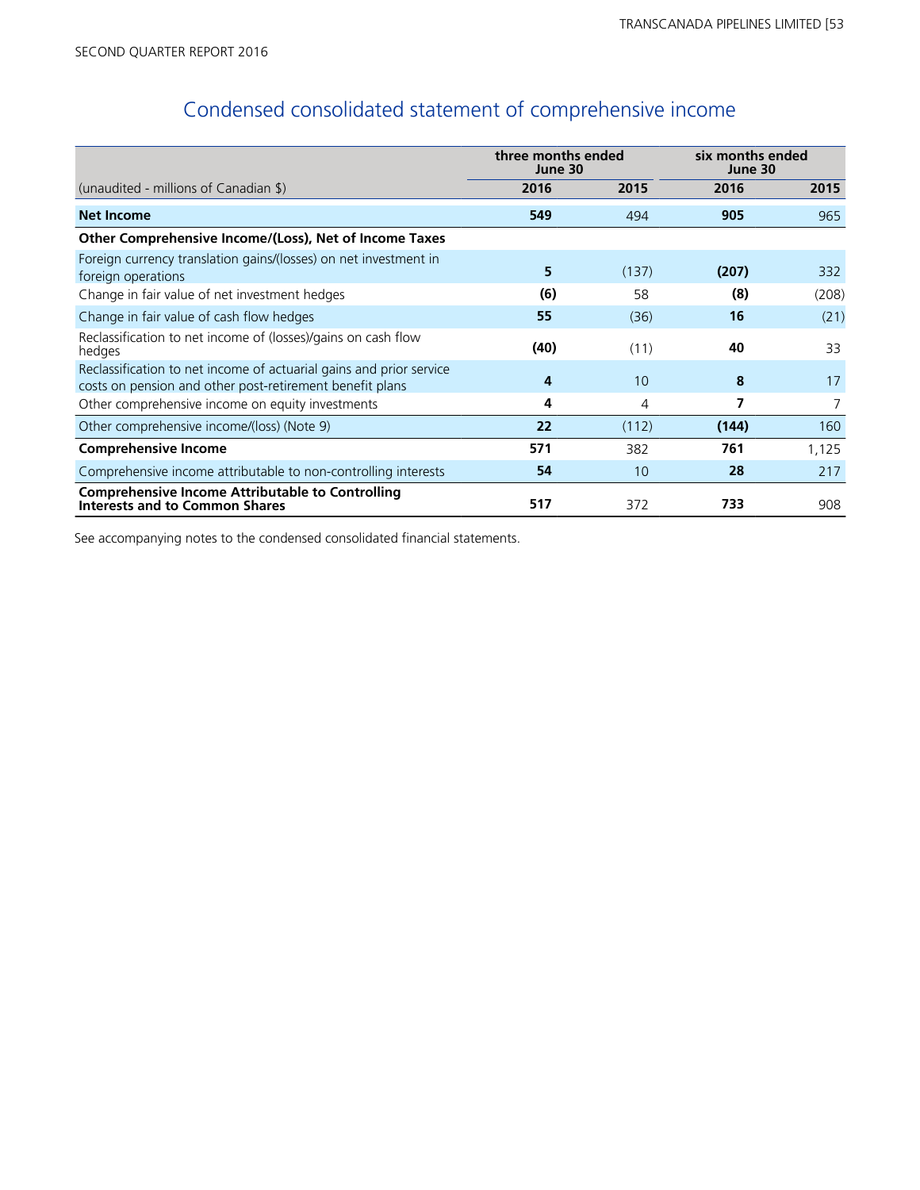SECOND QUARTER REPORT 2016

# Condensed consolidated statement of comprehensive income

| (unaudited - millions of Canadian $) | three months ended June 30 | | six months ended June 30 | |
|---|---|---|---|---|
| | **2016** | **2015** | **2016** | **2015** |
| **Net Income** | **549** | 494 | **905** | 965 |
| **Other Comprehensive Income/(Loss), Net of Income Taxes** | | | | |
| Foreign currency translation gains/(losses) on net investment in foreign operations | **5** | (137) | **(207)** | 332 |
| Change in fair value of net investment hedges | **(6)** | 58 | **(8)** | (208) |
| Change in fair value of cash flow hedges | **55** | (36) | **16** | (21) |
| Reclassification to net income of (losses)/gains on cash flow hedges | **(40)** | (11) | **40** | 33 |
| Reclassification to net income of actuarial gains and prior service costs on pension and other post-retirement benefit plans | **4** | 10 | **8** | 17 |
| Other comprehensive income on equity investments | **4** | 4 | **7** | 7 |
| Other comprehensive income/(loss) (Note 9) | **22** | (112) | **(144)** | 160 |
| **Comprehensive Income** | **571** | 382 | **761** | 1,125 |
| Comprehensive income attributable to non-controlling interests | **54** | 10 | **28** | 217 |
| **Comprehensive Income Attributable to Controlling Interests and to Common Shares** | **517** | 372 | **733** | 908 |

See accompanying notes to the condensed consolidated financial statements.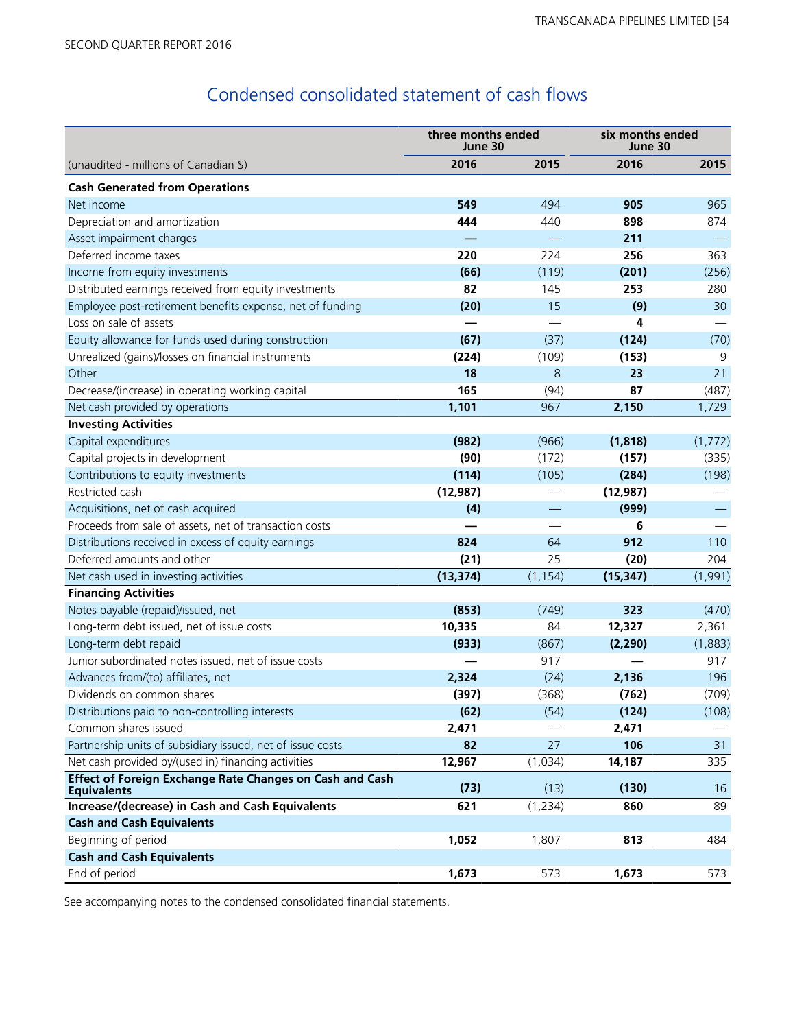SECOND QUARTER REPORT 2016

## Condensed consolidated statement of cash flows

| (unaudited - millions of Canadian $) | three months ended June 30 | | six months ended June 30 | |
|---|---|---|---|---|
| | **2016** | 2015 | **2016** | 2015 |
| **Cash Generated from Operations** | | | | |
| Net income | **549** | 494 | **905** | 965 |
| Depreciation and amortization | **444** | 440 | **898** | 874 |
| Asset impairment charges | **—** | — | **211** | — |
| Deferred income taxes | **220** | 224 | **256** | 363 |
| Income from equity investments | **(66)** | (119) | **(201)** | (256) |
| Distributed earnings received from equity investments | **82** | 145 | **253** | 280 |
| Employee post-retirement benefits expense, net of funding | **(20)** | 15 | **(9)** | 30 |
| Loss on sale of assets | **—** | — | **4** | — |
| Equity allowance for funds used during construction | **(67)** | (37) | **(124)** | (70) |
| Unrealized (gains)/losses on financial instruments | **(224)** | (109) | **(153)** | 9 |
| Other | **18** | 8 | **23** | 21 |
| Decrease/(increase) in operating working capital | **165** | (94) | **87** | (487) |
| Net cash provided by operations | **1,101** | 967 | **2,150** | 1,729 |
| **Investing Activities** | | | | |
| Capital expenditures | **(982)** | (966) | **(1,818)** | (1,772) |
| Capital projects in development | **(90)** | (172) | **(157)** | (335) |
| Contributions to equity investments | **(114)** | (105) | **(284)** | (198) |
| Restricted cash | **(12,987)** | — | **(12,987)** | — |
| Acquisitions, net of cash acquired | **(4)** | — | **(999)** | — |
| Proceeds from sale of assets, net of transaction costs | **—** | — | **6** | — |
| Distributions received in excess of equity earnings | **824** | 64 | **912** | 110 |
| Deferred amounts and other | **(21)** | 25 | **(20)** | 204 |
| Net cash used in investing activities | **(13,374)** | (1,154) | **(15,347)** | (1,991) |
| **Financing Activities** | | | | |
| Notes payable (repaid)/issued, net | **(853)** | (749) | **323** | (470) |
| Long-term debt issued, net of issue costs | **10,335** | 84 | **12,327** | 2,361 |
| Long-term debt repaid | **(933)** | (867) | **(2,290)** | (1,883) |
| Junior subordinated notes issued, net of issue costs | **—** | 917 | **—** | 917 |
| Advances from/(to) affiliates, net | **2,324** | (24) | **2,136** | 196 |
| Dividends on common shares | **(397)** | (368) | **(762)** | (709) |
| Distributions paid to non-controlling interests | **(62)** | (54) | **(124)** | (108) |
| Common shares issued | **2,471** | — | **2,471** | — |
| Partnership units of subsidiary issued, net of issue costs | **82** | 27 | **106** | 31 |
| Net cash provided by/(used in) financing activities | **12,967** | (1,034) | **14,187** | 335 |
| **Effect of Foreign Exchange Rate Changes on Cash and Cash Equivalents** | **(73)** | (13) | **(130)** | 16 |
| **Increase/(decrease) in Cash and Cash Equivalents** | **621** | (1,234) | **860** | 89 |
| **Cash and Cash Equivalents** | | | | |
| Beginning of period | **1,052** | 1,807 | **813** | 484 |
| **Cash and Cash Equivalents** | | | | |
| End of period | **1,673** | 573 | **1,673** | 573 |

See accompanying notes to the condensed consolidated financial statements.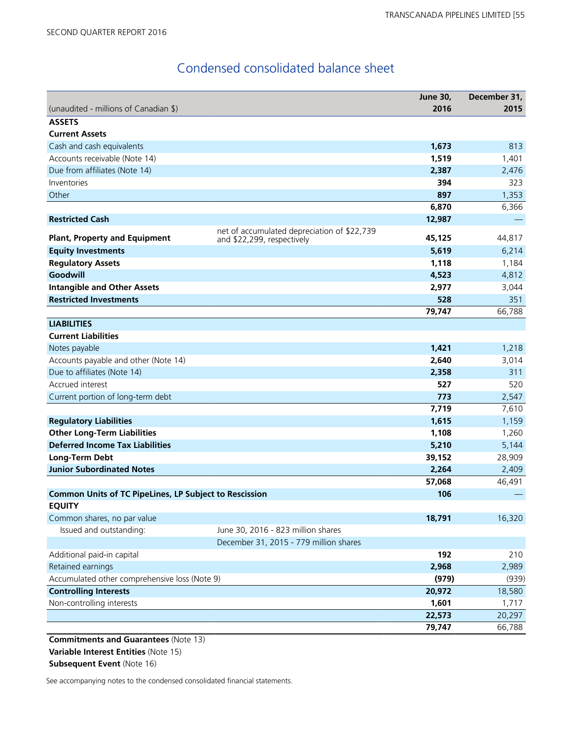# Condensed consolidated balance sheet

| (unaudited - millions of Canadian $) | | June 30, 2016 | December 31, 2015 |
|---|---|---|---|
| **ASSETS** | | | |
| **Current Assets** | | | |
| Cash and cash equivalents | | **1,673** | 813 |
| Accounts receivable (Note 14) | | **1,519** | 1,401 |
| Due from affiliates (Note 14) | | **2,387** | 2,476 |
| Inventories | | **394** | 323 |
| Other | | **897** | 1,353 |
| | | **6,870** | 6,366 |
| **Restricted Cash** | | **12,987** | — |
| **Plant, Property and Equipment** | net of accumulated depreciation of $22,739 and $22,299, respectively | **45,125** | 44,817 |
| **Equity Investments** | | **5,619** | 6,214 |
| **Regulatory Assets** | | **1,118** | 1,184 |
| **Goodwill** | | **4,523** | 4,812 |
| **Intangible and Other Assets** | | **2,977** | 3,044 |
| **Restricted Investments** | | **528** | 351 |
| | | **79,747** | 66,788 |
| **LIABILITIES** | | | |
| **Current Liabilities** | | | |
| Notes payable | | **1,421** | 1,218 |
| Accounts payable and other (Note 14) | | **2,640** | 3,014 |
| Due to affiliates (Note 14) | | **2,358** | 311 |
| Accrued interest | | **527** | 520 |
| Current portion of long-term debt | | **773** | 2,547 |
| | | **7,719** | 7,610 |
| **Regulatory Liabilities** | | **1,615** | 1,159 |
| **Other Long-Term Liabilities** | | **1,108** | 1,260 |
| **Deferred Income Tax Liabilities** | | **5,210** | 5,144 |
| **Long-Term Debt** | | **39,152** | 28,909 |
| **Junior Subordinated Notes** | | **2,264** | 2,409 |
| | | **57,068** | 46,491 |
| **Common Units of TC PipeLines, LP Subject to Rescission** | | **106** | — |
| **EQUITY** | | | |
| Common shares, no par value | | **18,791** | 16,320 |
| Issued and outstanding: | June 30, 2016 - 823 million shares | | |
| | December 31, 2015 - 779 million shares | | |
| Additional paid-in capital | | **192** | 210 |
| Retained earnings | | **2,968** | 2,989 |
| Accumulated other comprehensive loss (Note 9) | | **(979)** | (939) |
| **Controlling Interests** | | **20,972** | 18,580 |
| Non-controlling interests | | **1,601** | 1,717 |
| | | **22,573** | 20,297 |
| | | **79,747** | 66,788 |

**Commitments and Guarantees** (Note 13)
**Variable Interest Entities** (Note 15)
**Subsequent Event** (Note 16)

See accompanying notes to the condensed consolidated financial statements.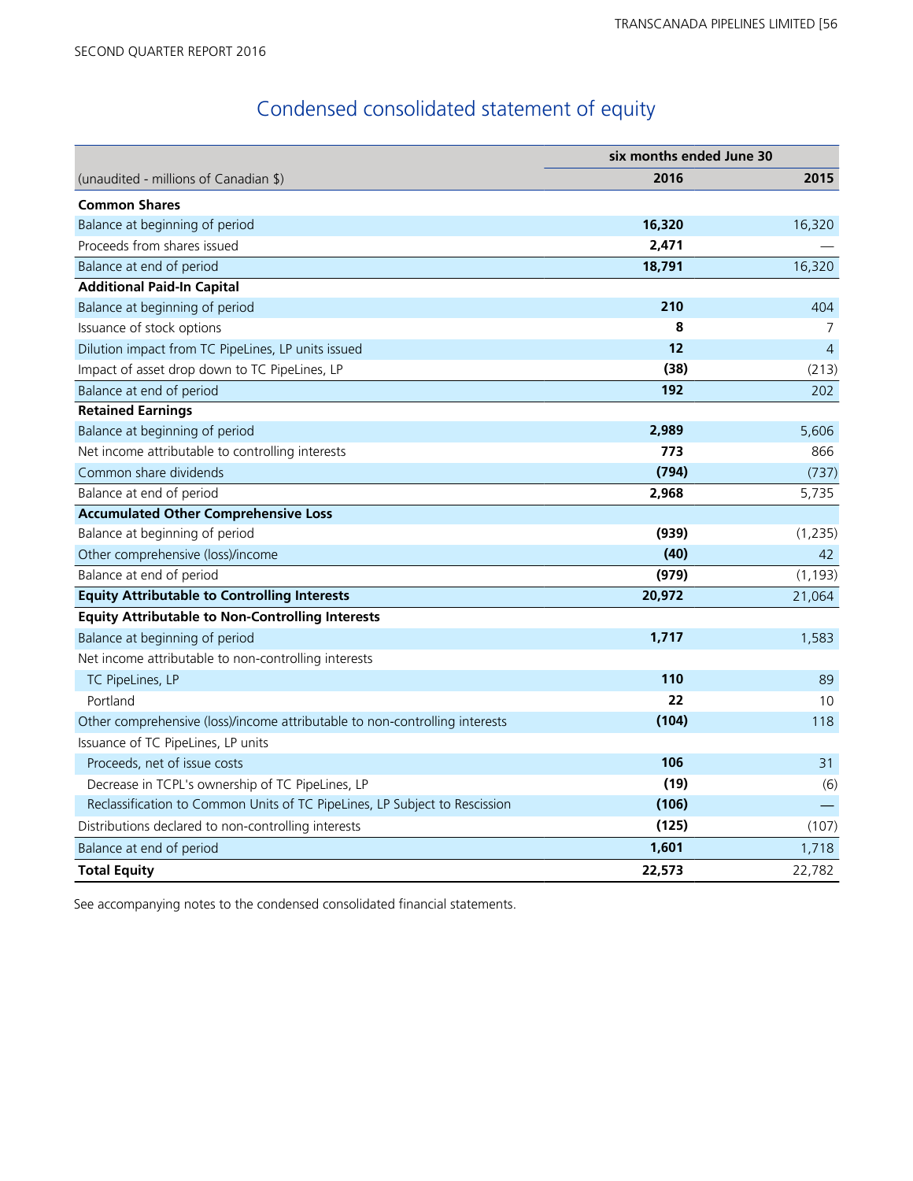# Condensed consolidated statement of equity

| (unaudited - millions of Canadian $) | six months ended June 30 | |
|---|---|---|
| | **2016** | **2015** |
| **Common Shares** | | |
| Balance at beginning of period | **16,320** | 16,320 |
| Proceeds from shares issued | **2,471** | — |
| Balance at end of period | **18,791** | 16,320 |
| **Additional Paid-In Capital** | | |
| Balance at beginning of period | **210** | 404 |
| Issuance of stock options | **8** | 7 |
| Dilution impact from TC PipeLines, LP units issued | **12** | 4 |
| Impact of asset drop down to TC PipeLines, LP | **(38)** | (213) |
| Balance at end of period | **192** | 202 |
| **Retained Earnings** | | |
| Balance at beginning of period | **2,989** | 5,606 |
| Net income attributable to controlling interests | **773** | 866 |
| Common share dividends | **(794)** | (737) |
| Balance at end of period | **2,968** | 5,735 |
| **Accumulated Other Comprehensive Loss** | | |
| Balance at beginning of period | **(939)** | (1,235) |
| Other comprehensive (loss)/income | **(40)** | 42 |
| Balance at end of period | **(979)** | (1,193) |
| **Equity Attributable to Controlling Interests** | **20,972** | 21,064 |
| **Equity Attributable to Non-Controlling Interests** | | |
| Balance at beginning of period | **1,717** | 1,583 |
| Net income attributable to non-controlling interests | | |
| TC PipeLines, LP | **110** | 89 |
| Portland | **22** | 10 |
| Other comprehensive (loss)/income attributable to non-controlling interests | **(104)** | 118 |
| Issuance of TC PipeLines, LP units | | |
| Proceeds, net of issue costs | **106** | 31 |
| Decrease in TCPL's ownership of TC PipeLines, LP | **(19)** | (6) |
| Reclassification to Common Units of TC PipeLines, LP Subject to Rescission | **(106)** | — |
| Distributions declared to non-controlling interests | **(125)** | (107) |
| Balance at end of period | **1,601** | 1,718 |
| **Total Equity** | **22,573** | 22,782 |

See accompanying notes to the condensed consolidated financial statements.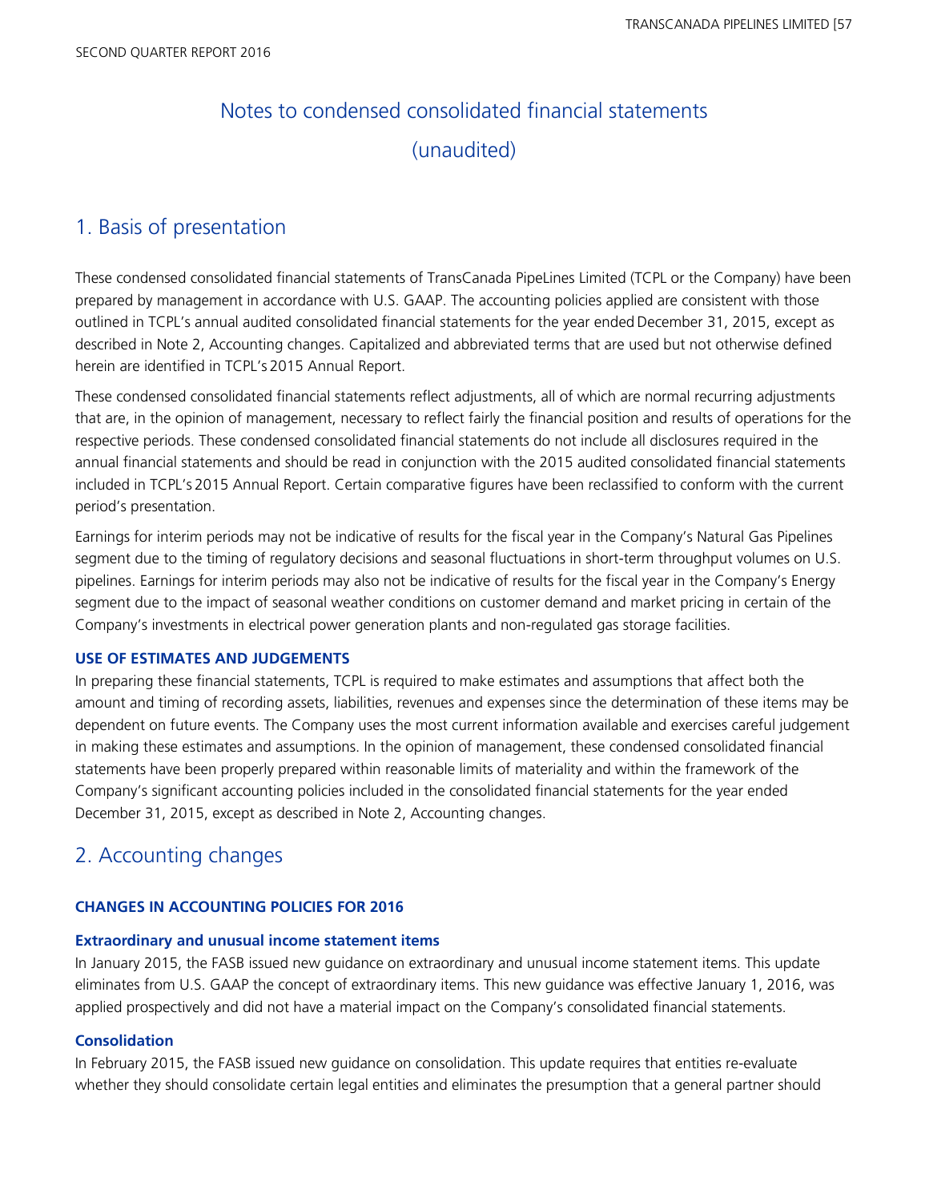# Notes to condensed consolidated financial statements (unaudited)

## 1. Basis of presentation

These condensed consolidated financial statements of TransCanada PipeLines Limited (TCPL or the Company) have been prepared by management in accordance with U.S. GAAP. The accounting policies applied are consistent with those outlined in TCPL's annual audited consolidated financial statements for the year ended December 31, 2015, except as described in Note 2, Accounting changes. Capitalized and abbreviated terms that are used but not otherwise defined herein are identified in TCPL's 2015 Annual Report.

These condensed consolidated financial statements reflect adjustments, all of which are normal recurring adjustments that are, in the opinion of management, necessary to reflect fairly the financial position and results of operations for the respective periods. These condensed consolidated financial statements do not include all disclosures required in the annual financial statements and should be read in conjunction with the 2015 audited consolidated financial statements included in TCPL's 2015 Annual Report. Certain comparative figures have been reclassified to conform with the current period's presentation.

Earnings for interim periods may not be indicative of results for the fiscal year in the Company's Natural Gas Pipelines segment due to the timing of regulatory decisions and seasonal fluctuations in short-term throughput volumes on U.S. pipelines. Earnings for interim periods may also not be indicative of results for the fiscal year in the Company's Energy segment due to the impact of seasonal weather conditions on customer demand and market pricing in certain of the Company's investments in electrical power generation plants and non-regulated gas storage facilities.

### USE OF ESTIMATES AND JUDGEMENTS

In preparing these financial statements, TCPL is required to make estimates and assumptions that affect both the amount and timing of recording assets, liabilities, revenues and expenses since the determination of these items may be dependent on future events. The Company uses the most current information available and exercises careful judgement in making these estimates and assumptions. In the opinion of management, these condensed consolidated financial statements have been properly prepared within reasonable limits of materiality and within the framework of the Company's significant accounting policies included in the consolidated financial statements for the year ended December 31, 2015, except as described in Note 2, Accounting changes.

## 2. Accounting changes

### CHANGES IN ACCOUNTING POLICIES FOR 2016

#### Extraordinary and unusual income statement items

In January 2015, the FASB issued new guidance on extraordinary and unusual income statement items. This update eliminates from U.S. GAAP the concept of extraordinary items. This new guidance was effective January 1, 2016, was applied prospectively and did not have a material impact on the Company's consolidated financial statements.

#### Consolidation

In February 2015, the FASB issued new guidance on consolidation. This update requires that entities re-evaluate whether they should consolidate certain legal entities and eliminates the presumption that a general partner should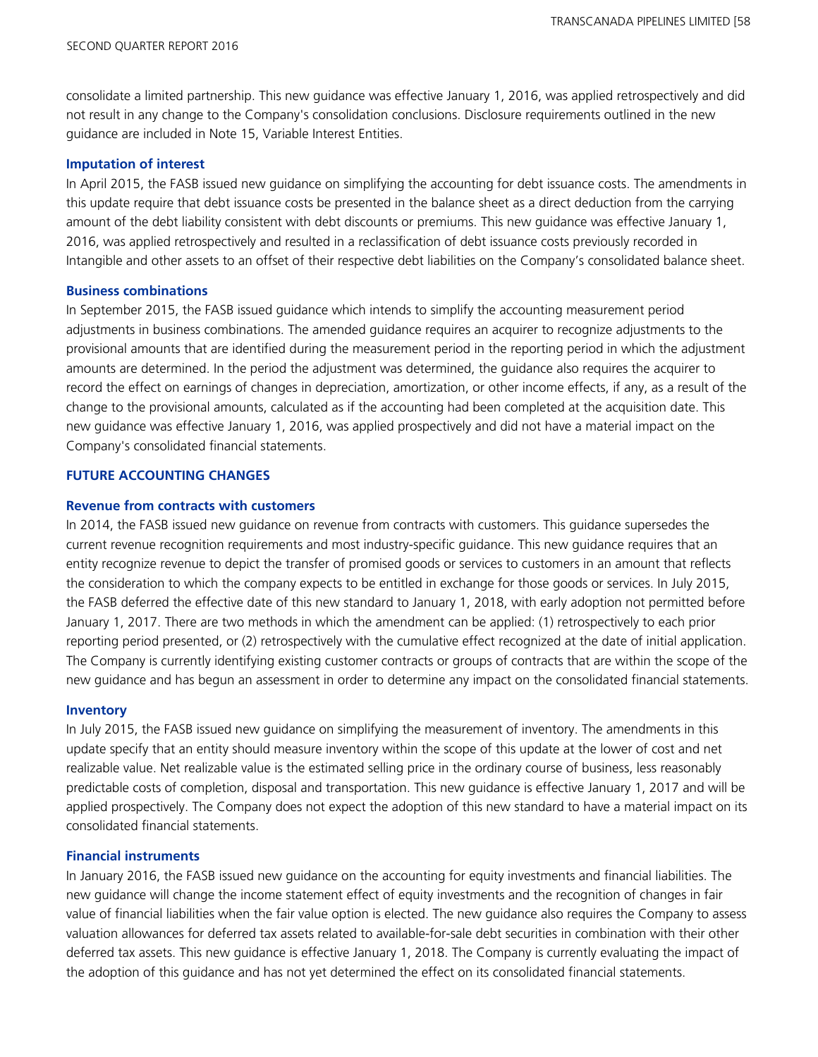consolidate a limited partnership. This new guidance was effective January 1, 2016, was applied retrospectively and did not result in any change to the Company's consolidation conclusions. Disclosure requirements outlined in the new guidance are included in Note 15, Variable Interest Entities.

### Imputation of interest

In April 2015, the FASB issued new guidance on simplifying the accounting for debt issuance costs. The amendments in this update require that debt issuance costs be presented in the balance sheet as a direct deduction from the carrying amount of the debt liability consistent with debt discounts or premiums. This new guidance was effective January 1, 2016, was applied retrospectively and resulted in a reclassification of debt issuance costs previously recorded in Intangible and other assets to an offset of their respective debt liabilities on the Company's consolidated balance sheet.

### Business combinations

In September 2015, the FASB issued guidance which intends to simplify the accounting measurement period adjustments in business combinations. The amended guidance requires an acquirer to recognize adjustments to the provisional amounts that are identified during the measurement period in the reporting period in which the adjustment amounts are determined. In the period the adjustment was determined, the guidance also requires the acquirer to record the effect on earnings of changes in depreciation, amortization, or other income effects, if any, as a result of the change to the provisional amounts, calculated as if the accounting had been completed at the acquisition date. This new guidance was effective January 1, 2016, was applied prospectively and did not have a material impact on the Company's consolidated financial statements.

## FUTURE ACCOUNTING CHANGES

### Revenue from contracts with customers

In 2014, the FASB issued new guidance on revenue from contracts with customers. This guidance supersedes the current revenue recognition requirements and most industry-specific guidance. This new guidance requires that an entity recognize revenue to depict the transfer of promised goods or services to customers in an amount that reflects the consideration to which the company expects to be entitled in exchange for those goods or services. In July 2015, the FASB deferred the effective date of this new standard to January 1, 2018, with early adoption not permitted before January 1, 2017. There are two methods in which the amendment can be applied: (1) retrospectively to each prior reporting period presented, or (2) retrospectively with the cumulative effect recognized at the date of initial application. The Company is currently identifying existing customer contracts or groups of contracts that are within the scope of the new guidance and has begun an assessment in order to determine any impact on the consolidated financial statements.

### Inventory

In July 2015, the FASB issued new guidance on simplifying the measurement of inventory. The amendments in this update specify that an entity should measure inventory within the scope of this update at the lower of cost and net realizable value. Net realizable value is the estimated selling price in the ordinary course of business, less reasonably predictable costs of completion, disposal and transportation. This new guidance is effective January 1, 2017 and will be applied prospectively. The Company does not expect the adoption of this new standard to have a material impact on its consolidated financial statements.

### Financial instruments

In January 2016, the FASB issued new guidance on the accounting for equity investments and financial liabilities. The new guidance will change the income statement effect of equity investments and the recognition of changes in fair value of financial liabilities when the fair value option is elected. The new guidance also requires the Company to assess valuation allowances for deferred tax assets related to available-for-sale debt securities in combination with their other deferred tax assets. This new guidance is effective January 1, 2018. The Company is currently evaluating the impact of the adoption of this guidance and has not yet determined the effect on its consolidated financial statements.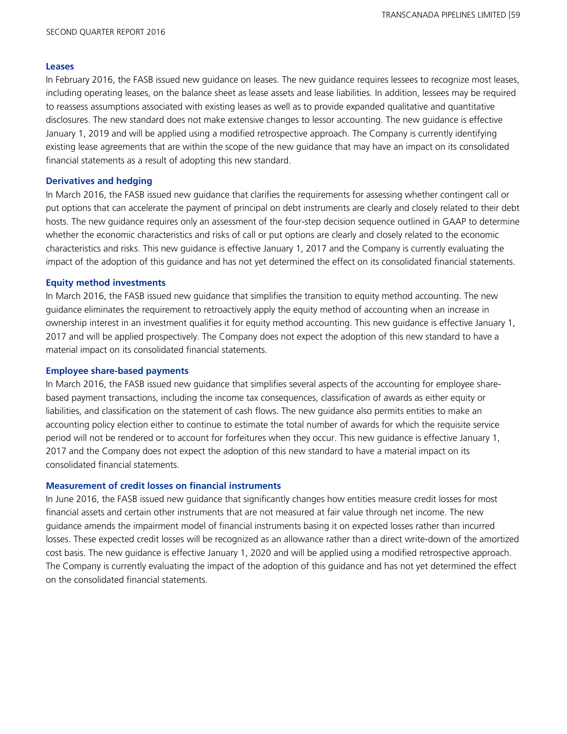### Leases

In February 2016, the FASB issued new guidance on leases. The new guidance requires lessees to recognize most leases, including operating leases, on the balance sheet as lease assets and lease liabilities. In addition, lessees may be required to reassess assumptions associated with existing leases as well as to provide expanded qualitative and quantitative disclosures. The new standard does not make extensive changes to lessor accounting. The new guidance is effective January 1, 2019 and will be applied using a modified retrospective approach. The Company is currently identifying existing lease agreements that are within the scope of the new guidance that may have an impact on its consolidated financial statements as a result of adopting this new standard.

### Derivatives and hedging

In March 2016, the FASB issued new guidance that clarifies the requirements for assessing whether contingent call or put options that can accelerate the payment of principal on debt instruments are clearly and closely related to their debt hosts. The new guidance requires only an assessment of the four-step decision sequence outlined in GAAP to determine whether the economic characteristics and risks of call or put options are clearly and closely related to the economic characteristics and risks. This new guidance is effective January 1, 2017 and the Company is currently evaluating the impact of the adoption of this guidance and has not yet determined the effect on its consolidated financial statements.

### Equity method investments

In March 2016, the FASB issued new guidance that simplifies the transition to equity method accounting. The new guidance eliminates the requirement to retroactively apply the equity method of accounting when an increase in ownership interest in an investment qualifies it for equity method accounting. This new guidance is effective January 1, 2017 and will be applied prospectively. The Company does not expect the adoption of this new standard to have a material impact on its consolidated financial statements.

### Employee share-based payments

In March 2016, the FASB issued new guidance that simplifies several aspects of the accounting for employee share-based payment transactions, including the income tax consequences, classification of awards as either equity or liabilities, and classification on the statement of cash flows. The new guidance also permits entities to make an accounting policy election either to continue to estimate the total number of awards for which the requisite service period will not be rendered or to account for forfeitures when they occur. This new guidance is effective January 1, 2017 and the Company does not expect the adoption of this new standard to have a material impact on its consolidated financial statements.

### Measurement of credit losses on financial instruments

In June 2016, the FASB issued new guidance that significantly changes how entities measure credit losses for most financial assets and certain other instruments that are not measured at fair value through net income. The new guidance amends the impairment model of financial instruments basing it on expected losses rather than incurred losses. These expected credit losses will be recognized as an allowance rather than a direct write-down of the amortized cost basis. The new guidance is effective January 1, 2020 and will be applied using a modified retrospective approach. The Company is currently evaluating the impact of the adoption of this guidance and has not yet determined the effect on the consolidated financial statements.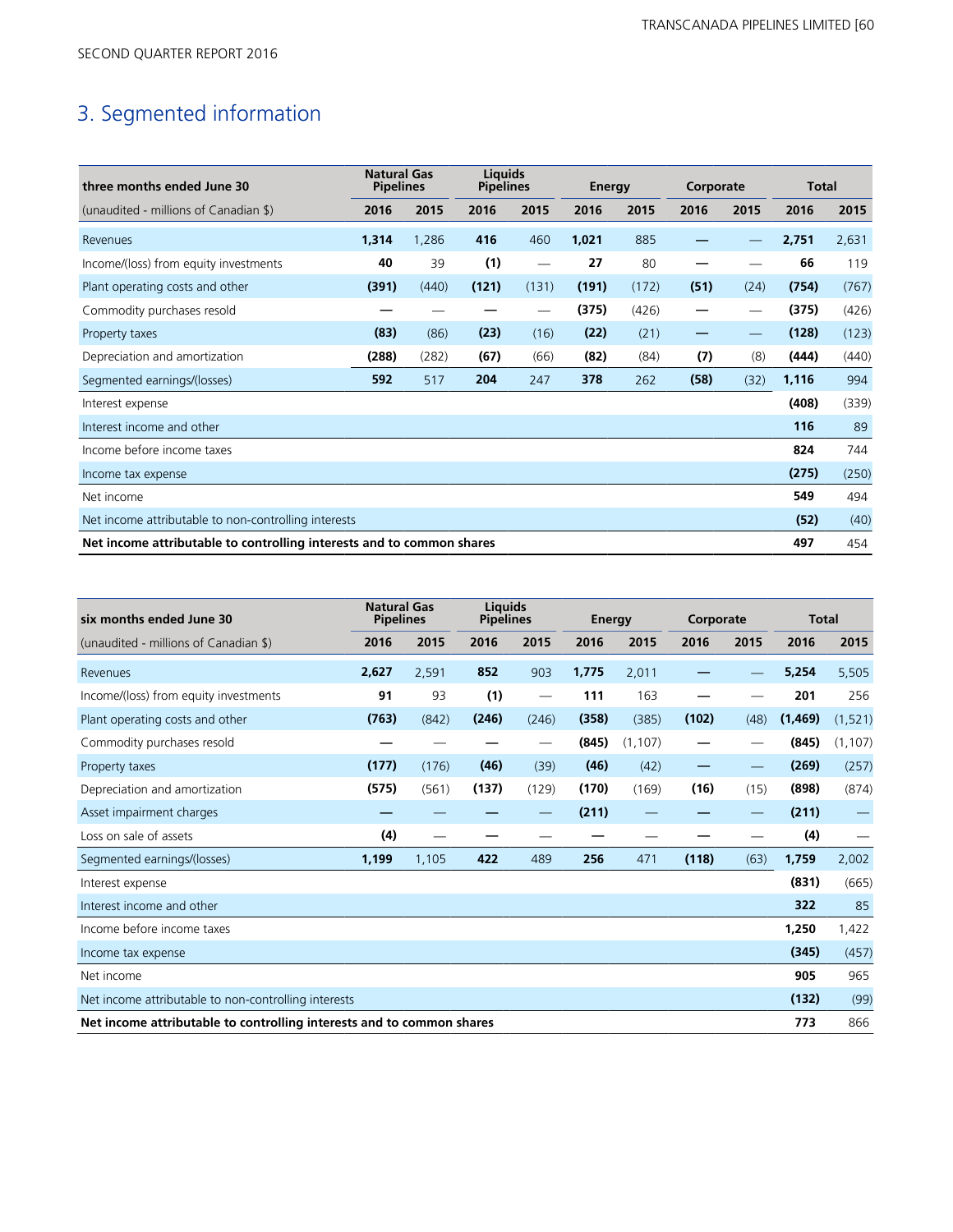# 3. Segmented information

| three months ended June 30 | Natural Gas Pipelines | | Liquids Pipelines | | Energy | | Corporate | | Total | |
|---|---|---|---|---|---|---|---|---|---|---|
| (unaudited - millions of Canadian $) | **2016** | 2015 | **2016** | 2015 | **2016** | 2015 | **2016** | 2015 | **2016** | 2015 |
| Revenues | **1,314** | 1,286 | **416** | 460 | **1,021** | 885 | **—** | — | **2,751** | 2,631 |
| Income/(loss) from equity investments | **40** | 39 | **(1)** | — | **27** | 80 | **—** | — | **66** | 119 |
| Plant operating costs and other | **(391)** | (440) | **(121)** | (131) | **(191)** | (172) | **(51)** | (24) | **(754)** | (767) |
| Commodity purchases resold | **—** | — | **—** | — | **(375)** | (426) | **—** | — | **(375)** | (426) |
| Property taxes | **(83)** | (86) | **(23)** | (16) | **(22)** | (21) | **—** | — | **(128)** | (123) |
| Depreciation and amortization | **(288)** | (282) | **(67)** | (66) | **(82)** | (84) | **(7)** | (8) | **(444)** | (440) |
| Segmented earnings/(losses) | **592** | 517 | **204** | 247 | **378** | 262 | **(58)** | (32) | **1,116** | 994 |
| Interest expense | | | | | | | | | **(408)** | (339) |
| Interest income and other | | | | | | | | | **116** | 89 |
| Income before income taxes | | | | | | | | | **824** | 744 |
| Income tax expense | | | | | | | | | **(275)** | (250) |
| Net income | | | | | | | | | **549** | 494 |
| Net income attributable to non-controlling interests | | | | | | | | | **(52)** | (40) |
| **Net income attributable to controlling interests and to common shares** | | | | | | | | | **497** | 454 |

| six months ended June 30 | Natural Gas Pipelines | | Liquids Pipelines | | Energy | | Corporate | | Total | |
|---|---|---|---|---|---|---|---|---|---|---|
| (unaudited - millions of Canadian $) | **2016** | 2015 | **2016** | 2015 | **2016** | 2015 | **2016** | 2015 | **2016** | 2015 |
| Revenues | **2,627** | 2,591 | **852** | 903 | **1,775** | 2,011 | **—** | — | **5,254** | 5,505 |
| Income/(loss) from equity investments | **91** | 93 | **(1)** | — | **111** | 163 | **—** | — | **201** | 256 |
| Plant operating costs and other | **(763)** | (842) | **(246)** | (246) | **(358)** | (385) | **(102)** | (48) | **(1,469)** | (1,521) |
| Commodity purchases resold | **—** | — | **—** | — | **(845)** | (1,107) | **—** | — | **(845)** | (1,107) |
| Property taxes | **(177)** | (176) | **(46)** | (39) | **(46)** | (42) | **—** | — | **(269)** | (257) |
| Depreciation and amortization | **(575)** | (561) | **(137)** | (129) | **(170)** | (169) | **(16)** | (15) | **(898)** | (874) |
| Asset impairment charges | **—** | — | **—** | — | **(211)** | — | **—** | — | **(211)** | — |
| Loss on sale of assets | **(4)** | — | **—** | — | **—** | — | **—** | — | **(4)** | — |
| Segmented earnings/(losses) | **1,199** | 1,105 | **422** | 489 | **256** | 471 | **(118)** | (63) | **1,759** | 2,002 |
| Interest expense | | | | | | | | | **(831)** | (665) |
| Interest income and other | | | | | | | | | **322** | 85 |
| Income before income taxes | | | | | | | | | **1,250** | 1,422 |
| Income tax expense | | | | | | | | | **(345)** | (457) |
| Net income | | | | | | | | | **905** | 965 |
| Net income attributable to non-controlling interests | | | | | | | | | **(132)** | (99) |
| **Net income attributable to controlling interests and to common shares** | | | | | | | | | **773** | 866 |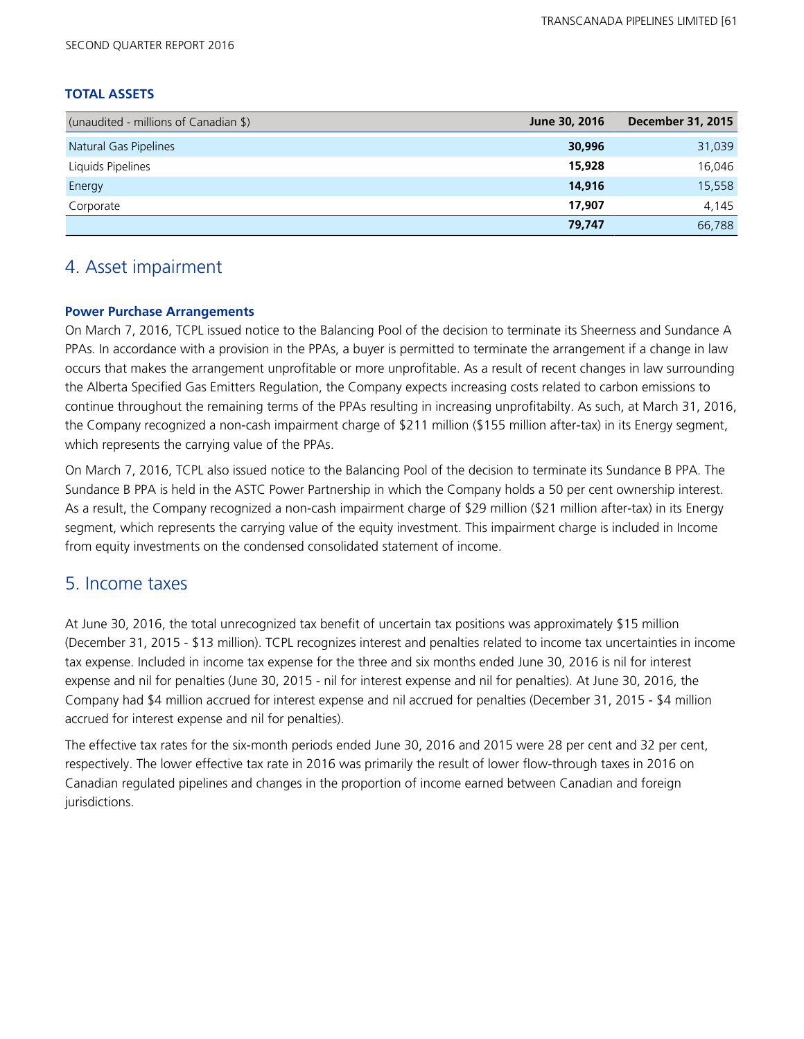### TOTAL ASSETS

| (unaudited - millions of Canadian $) | June 30, 2016 | December 31, 2015 |
|---|---|---|
| Natural Gas Pipelines | **30,996** | 31,039 |
| Liquids Pipelines | **15,928** | 16,046 |
| Energy | **14,916** | 15,558 |
| Corporate | **17,907** | 4,145 |
| | **79,747** | 66,788 |

## 4. Asset impairment

### Power Purchase Arrangements

On March 7, 2016, TCPL issued notice to the Balancing Pool of the decision to terminate its Sheerness and Sundance A PPAs. In accordance with a provision in the PPAs, a buyer is permitted to terminate the arrangement if a change in law occurs that makes the arrangement unprofitable or more unprofitable. As a result of recent changes in law surrounding the Alberta Specified Gas Emitters Regulation, the Company expects increasing costs related to carbon emissions to continue throughout the remaining terms of the PPAs resulting in increasing unprofitabilty. As such, at March 31, 2016, the Company recognized a non-cash impairment charge of $211 million ($155 million after-tax) in its Energy segment, which represents the carrying value of the PPAs.

On March 7, 2016, TCPL also issued notice to the Balancing Pool of the decision to terminate its Sundance B PPA. The Sundance B PPA is held in the ASTC Power Partnership in which the Company holds a 50 per cent ownership interest. As a result, the Company recognized a non-cash impairment charge of $29 million ($21 million after-tax) in its Energy segment, which represents the carrying value of the equity investment. This impairment charge is included in Income from equity investments on the condensed consolidated statement of income.

## 5. Income taxes

At June 30, 2016, the total unrecognized tax benefit of uncertain tax positions was approximately $15 million (December 31, 2015 - $13 million). TCPL recognizes interest and penalties related to income tax uncertainties in income tax expense. Included in income tax expense for the three and six months ended June 30, 2016 is nil for interest expense and nil for penalties (June 30, 2015 - nil for interest expense and nil for penalties). At June 30, 2016, the Company had $4 million accrued for interest expense and nil accrued for penalties (December 31, 2015 - $4 million accrued for interest expense and nil for penalties).

The effective tax rates for the six-month periods ended June 30, 2016 and 2015 were 28 per cent and 32 per cent, respectively. The lower effective tax rate in 2016 was primarily the result of lower flow-through taxes in 2016 on Canadian regulated pipelines and changes in the proportion of income earned between Canadian and foreign jurisdictions.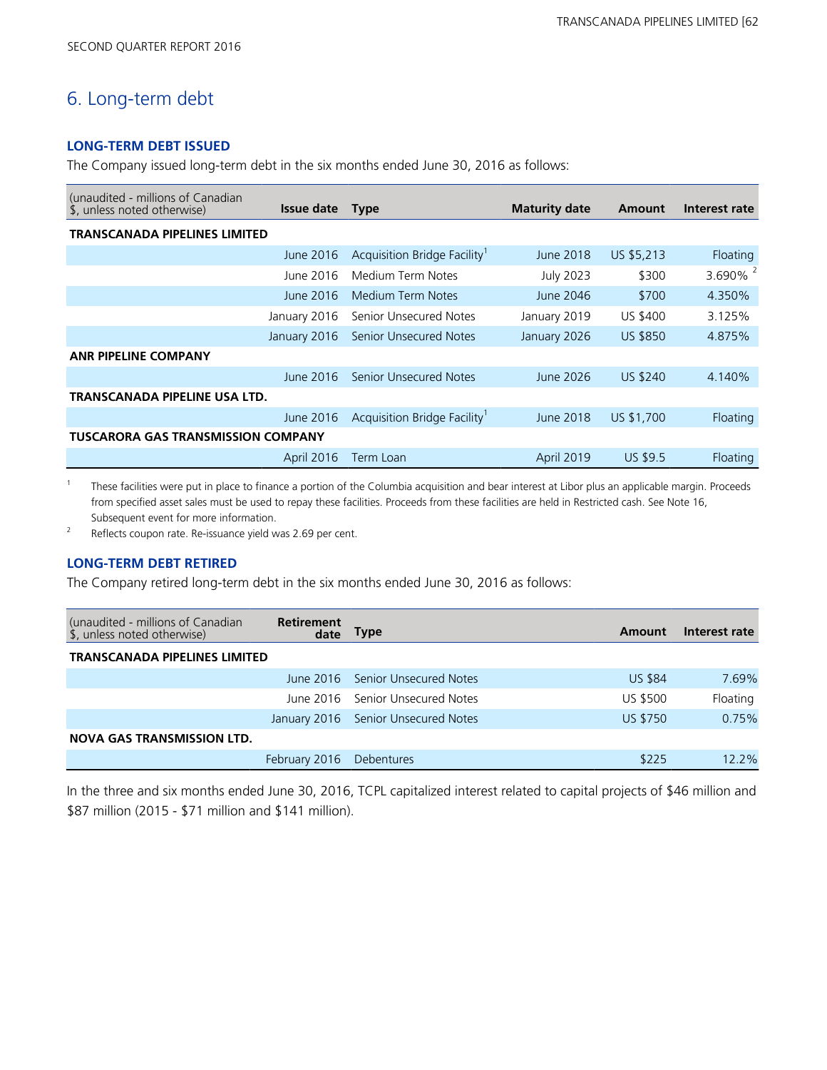## 6. Long-term debt

### LONG-TERM DEBT ISSUED

The Company issued long-term debt in the six months ended June 30, 2016 as follows:

| (unaudited - millions of Canadian $, unless noted otherwise) | Issue date | Type | Maturity date | Amount | Interest rate |
|---|---|---|---|---|---|
| **TRANSCANADA PIPELINES LIMITED** | | | | | |
| | June 2016 | Acquisition Bridge Facility[1] | June 2018 | US $5,213 | Floating |
| | June 2016 | Medium Term Notes | July 2023 | $300 | 3.690% [2] |
| | June 2016 | Medium Term Notes | June 2046 | $700 | 4.350% |
| | January 2016 | Senior Unsecured Notes | January 2019 | US $400 | 3.125% |
| | January 2016 | Senior Unsecured Notes | January 2026 | US $850 | 4.875% |
| **ANR PIPELINE COMPANY** | | | | | |
| | June 2016 | Senior Unsecured Notes | June 2026 | US $240 | 4.140% |
| **TRANSCANADA PIPELINE USA LTD.** | | | | | |
| | June 2016 | Acquisition Bridge Facility[1] | June 2018 | US $1,700 | Floating |
| **TUSCARORA GAS TRANSMISSION COMPANY** | | | | | |
| | April 2016 | Term Loan | April 2019 | US $9.5 | Floating |

1 These facilities were put in place to finance a portion of the Columbia acquisition and bear interest at Libor plus an applicable margin. Proceeds from specified asset sales must be used to repay these facilities. Proceeds from these facilities are held in Restricted cash. See Note 16, Subsequent event for more information.

2 Reflects coupon rate. Re-issuance yield was 2.69 per cent.

### LONG-TERM DEBT RETIRED

The Company retired long-term debt in the six months ended June 30, 2016 as follows:

| (unaudited - millions of Canadian $, unless noted otherwise) | Retirement date | Type | Amount | Interest rate |
|---|---|---|---|---|
| **TRANSCANADA PIPELINES LIMITED** | | | | |
| | June 2016 | Senior Unsecured Notes | US $84 | 7.69% |
| | June 2016 | Senior Unsecured Notes | US $500 | Floating |
| | January 2016 | Senior Unsecured Notes | US $750 | 0.75% |
| **NOVA GAS TRANSMISSION LTD.** | | | | |
| | February 2016 | Debentures | $225 | 12.2% |

In the three and six months ended June 30, 2016, TCPL capitalized interest related to capital projects of $46 million and $87 million (2015 - $71 million and $141 million).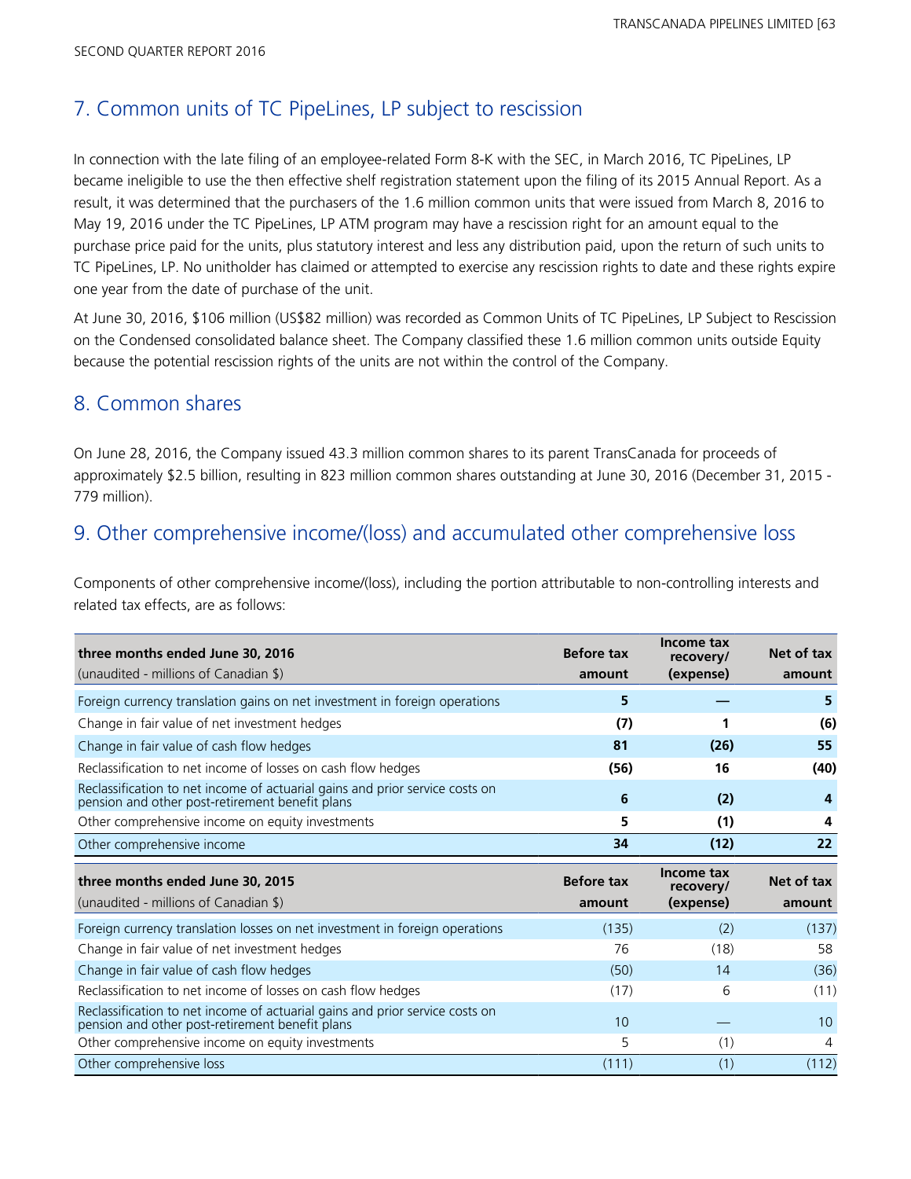## 7. Common units of TC PipeLines, LP subject to rescission

In connection with the late filing of an employee-related Form 8-K with the SEC, in March 2016, TC PipeLines, LP became ineligible to use the then effective shelf registration statement upon the filing of its 2015 Annual Report. As a result, it was determined that the purchasers of the 1.6 million common units that were issued from March 8, 2016 to May 19, 2016 under the TC PipeLines, LP ATM program may have a rescission right for an amount equal to the purchase price paid for the units, plus statutory interest and less any distribution paid, upon the return of such units to TC PipeLines, LP. No unitholder has claimed or attempted to exercise any rescission rights to date and these rights expire one year from the date of purchase of the unit.

At June 30, 2016, $106 million (US$82 million) was recorded as Common Units of TC PipeLines, LP Subject to Rescission on the Condensed consolidated balance sheet. The Company classified these 1.6 million common units outside Equity because the potential rescission rights of the units are not within the control of the Company.

## 8. Common shares

On June 28, 2016, the Company issued 43.3 million common shares to its parent TransCanada for proceeds of approximately $2.5 billion, resulting in 823 million common shares outstanding at June 30, 2016 (December 31, 2015 - 779 million).

## 9. Other comprehensive income/(loss) and accumulated other comprehensive loss

Components of other comprehensive income/(loss), including the portion attributable to non-controlling interests and related tax effects, are as follows:

| **three months ended June 30, 2016**<br>(unaudited - millions of Canadian $) | **Before tax amount** | **Income tax recovery/ (expense)** | **Net of tax amount** |
|---|---|---|---|
| Foreign currency translation gains on net investment in foreign operations | **5** | **—** | **5** |
| Change in fair value of net investment hedges | **(7)** | **1** | **(6)** |
| Change in fair value of cash flow hedges | **81** | **(26)** | **55** |
| Reclassification to net income of losses on cash flow hedges | **(56)** | **16** | **(40)** |
| Reclassification to net income of actuarial gains and prior service costs on pension and other post-retirement benefit plans | **6** | **(2)** | **4** |
| Other comprehensive income on equity investments | **5** | **(1)** | **4** |
| Other comprehensive income | **34** | **(12)** | **22** |

| **three months ended June 30, 2015**<br>(unaudited - millions of Canadian $) | **Before tax amount** | **Income tax recovery/ (expense)** | **Net of tax amount** |
|---|---|---|---|
| Foreign currency translation losses on net investment in foreign operations | (135) | (2) | (137) |
| Change in fair value of net investment hedges | 76 | (18) | 58 |
| Change in fair value of cash flow hedges | (50) | 14 | (36) |
| Reclassification to net income of losses on cash flow hedges | (17) | 6 | (11) |
| Reclassification to net income of actuarial gains and prior service costs on pension and other post-retirement benefit plans | 10 | — | 10 |
| Other comprehensive income on equity investments | 5 | (1) | 4 |
| Other comprehensive loss | (111) | (1) | (112) |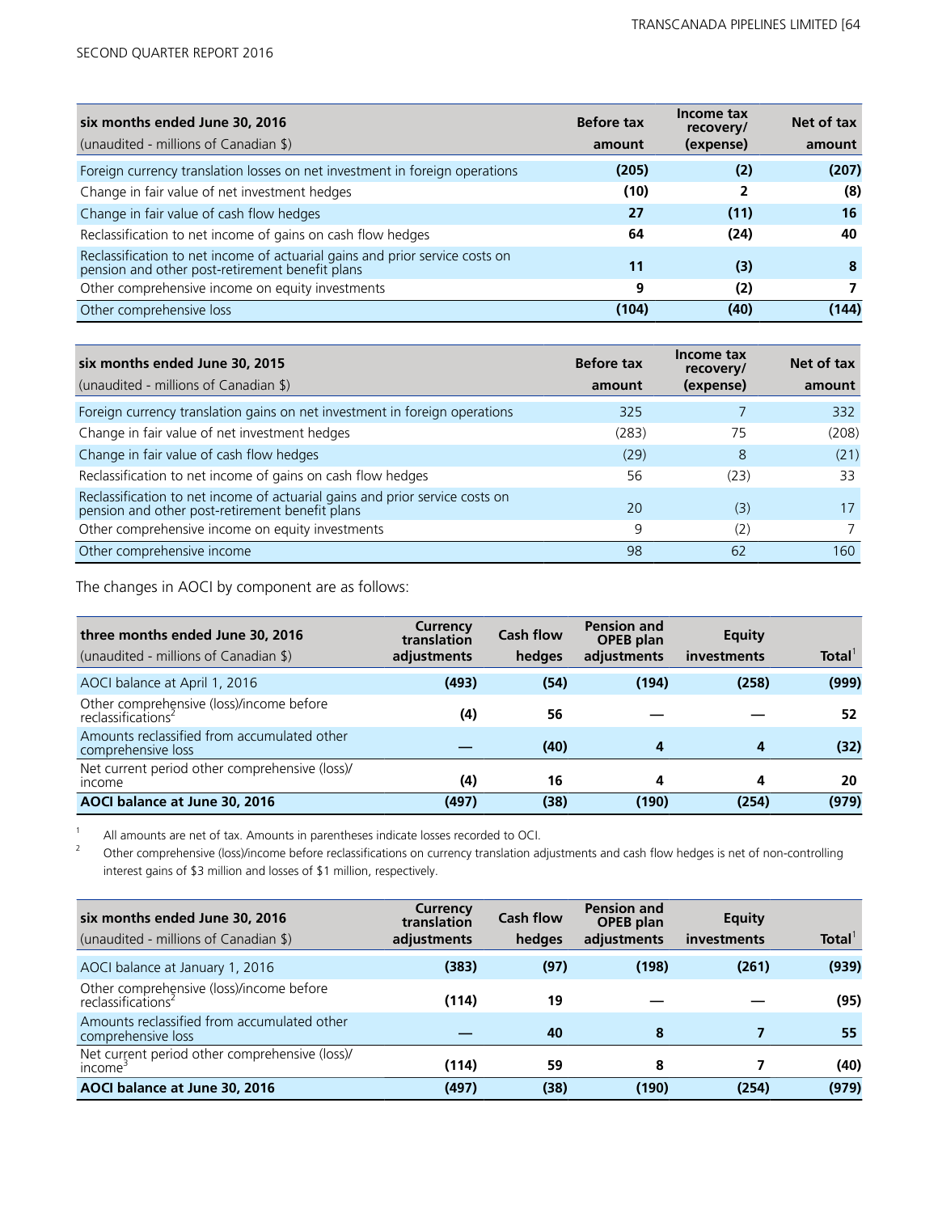| **six months ended June 30, 2016** (unaudited - millions of Canadian $) | **Before tax amount** | **Income tax recovery/ (expense)** | **Net of tax amount** |
|---|---|---|---|
| Foreign currency translation losses on net investment in foreign operations | **(205)** | **(2)** | **(207)** |
| Change in fair value of net investment hedges | **(10)** | **2** | **(8)** |
| Change in fair value of cash flow hedges | **27** | **(11)** | **16** |
| Reclassification to net income of gains on cash flow hedges | **64** | **(24)** | **40** |
| Reclassification to net income of actuarial gains and prior service costs on pension and other post-retirement benefit plans | **11** | **(3)** | **8** |
| Other comprehensive income on equity investments | **9** | **(2)** | **7** |
| Other comprehensive loss | **(104)** | **(40)** | **(144)** |

| **six months ended June 30, 2015** (unaudited - millions of Canadian $) | **Before tax amount** | **Income tax recovery/ (expense)** | **Net of tax amount** |
|---|---|---|---|
| Foreign currency translation gains on net investment in foreign operations | 325 | 7 | 332 |
| Change in fair value of net investment hedges | (283) | 75 | (208) |
| Change in fair value of cash flow hedges | (29) | 8 | (21) |
| Reclassification to net income of gains on cash flow hedges | 56 | (23) | 33 |
| Reclassification to net income of actuarial gains and prior service costs on pension and other post-retirement benefit plans | 20 | (3) | 17 |
| Other comprehensive income on equity investments | 9 | (2) | 7 |
| Other comprehensive income | 98 | 62 | 160 |

The changes in AOCI by component are as follows:

| **three months ended June 30, 2016** (unaudited - millions of Canadian $) | **Currency translation adjustments** | **Cash flow hedges** | **Pension and OPEB plan adjustments** | **Equity investments** | **Total[1]** |
|---|---|---|---|---|---|
| AOCI balance at April 1, 2016 | **(493)** | **(54)** | **(194)** | **(258)** | **(999)** |
| Other comprehensive (loss)/income before reclassifications[2] | **(4)** | **56** | **—** | **—** | **52** |
| Amounts reclassified from accumulated other comprehensive loss | **—** | **(40)** | **4** | **4** | **(32)** |
| Net current period other comprehensive (loss)/ income | **(4)** | **16** | **4** | **4** | **20** |
| **AOCI balance at June 30, 2016** | **(497)** | **(38)** | **(190)** | **(254)** | **(979)** |

[1] All amounts are net of tax. Amounts in parentheses indicate losses recorded to OCI.

[2] Other comprehensive (loss)/income before reclassifications on currency translation adjustments and cash flow hedges is net of non-controlling interest gains of $3 million and losses of $1 million, respectively.

| **six months ended June 30, 2016** (unaudited - millions of Canadian $) | **Currency translation adjustments** | **Cash flow hedges** | **Pension and OPEB plan adjustments** | **Equity investments** | **Total[1]** |
|---|---|---|---|---|---|
| AOCI balance at January 1, 2016 | **(383)** | **(97)** | **(198)** | **(261)** | **(939)** |
| Other comprehensive (loss)/income before reclassifications[2] | **(114)** | **19** | **—** | **—** | **(95)** |
| Amounts reclassified from accumulated other comprehensive loss | **—** | **40** | **8** | **7** | **55** |
| Net current period other comprehensive (loss)/ income[3] | **(114)** | **59** | **8** | **7** | **(40)** |
| **AOCI balance at June 30, 2016** | **(497)** | **(38)** | **(190)** | **(254)** | **(979)** |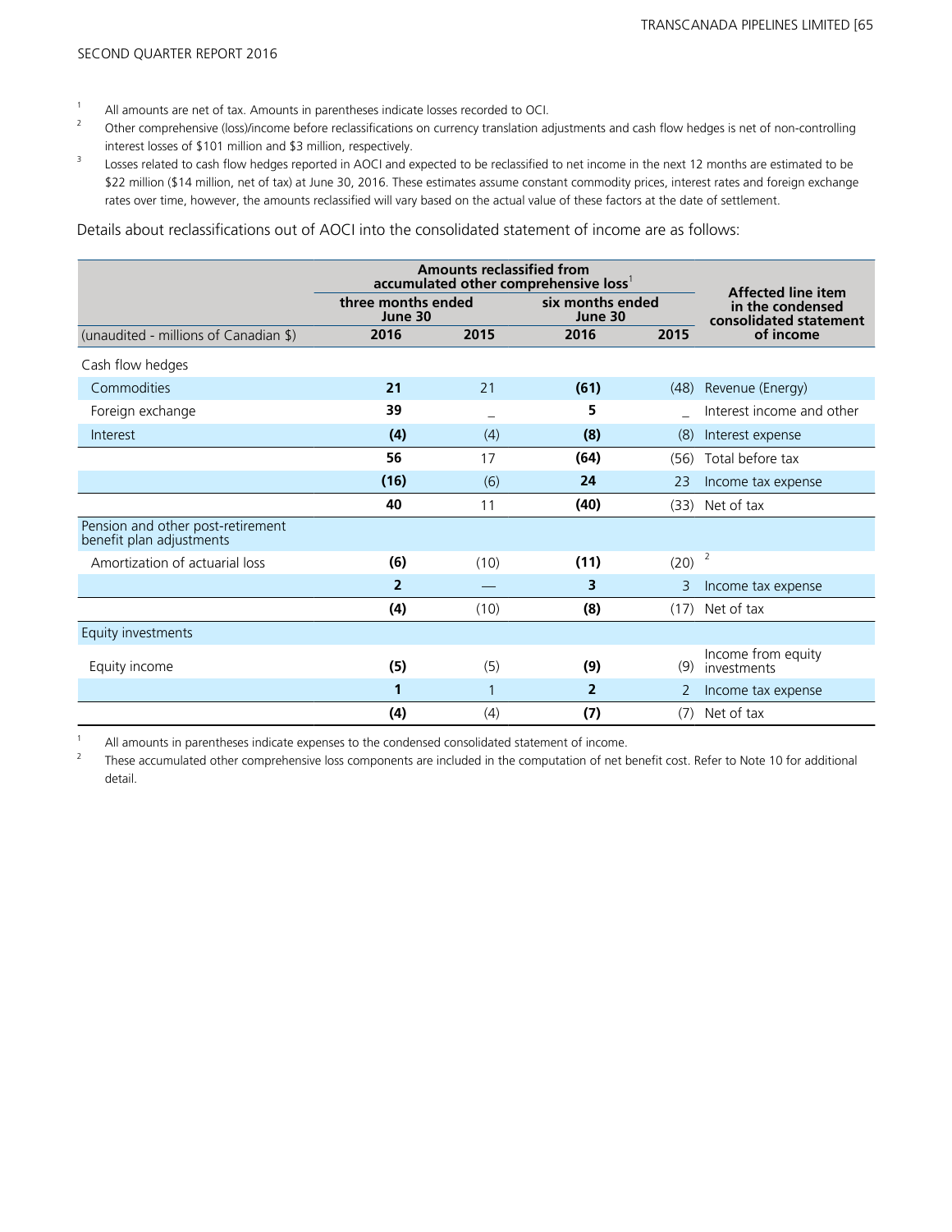1 All amounts are net of tax. Amounts in parentheses indicate losses recorded to OCI.

2 Other comprehensive (loss)/income before reclassifications on currency translation adjustments and cash flow hedges is net of non-controlling interest losses of $101 million and $3 million, respectively.

3 Losses related to cash flow hedges reported in AOCI and expected to be reclassified to net income in the next 12 months are estimated to be $22 million ($14 million, net of tax) at June 30, 2016. These estimates assume constant commodity prices, interest rates and foreign exchange rates over time, however, the amounts reclassified will vary based on the actual value of these factors at the date of settlement.

Details about reclassifications out of AOCI into the consolidated statement of income are as follows:

| | Amounts reclassified from accumulated other comprehensive loss[1] | | | | Affected line item in the condensed consolidated statement of income |
|---|---|---|---|---|---|
| | three months ended June 30 | | six months ended June 30 | | |
| (unaudited - millions of Canadian $) | **2016** | 2015 | **2016** | 2015 | |
| Cash flow hedges | | | | | |
| Commodities | **21** | 21 | **(61)** | (48) | Revenue (Energy) |
| Foreign exchange | **39** | — | **5** | — | Interest income and other |
| Interest | **(4)** | (4) | **(8)** | (8) | Interest expense |
| | **56** | 17 | **(64)** | (56) | Total before tax |
| | **(16)** | (6) | **24** | 23 | Income tax expense |
| | **40** | 11 | **(40)** | (33) | Net of tax |
| Pension and other post-retirement benefit plan adjustments | | | | | |
| Amortization of actuarial loss | **(6)** | (10) | **(11)** | (20) | [2] |
| | **2** | — | **3** | 3 | Income tax expense |
| | **(4)** | (10) | **(8)** | (17) | Net of tax |
| Equity investments | | | | | |
| Equity income | **(5)** | (5) | **(9)** | (9) | Income from equity investments |
| | **1** | 1 | **2** | 2 | Income tax expense |
| | **(4)** | (4) | **(7)** | (7) | Net of tax |

1 All amounts in parentheses indicate expenses to the condensed consolidated statement of income.

2 These accumulated other comprehensive loss components are included in the computation of net benefit cost. Refer to Note 10 for additional detail.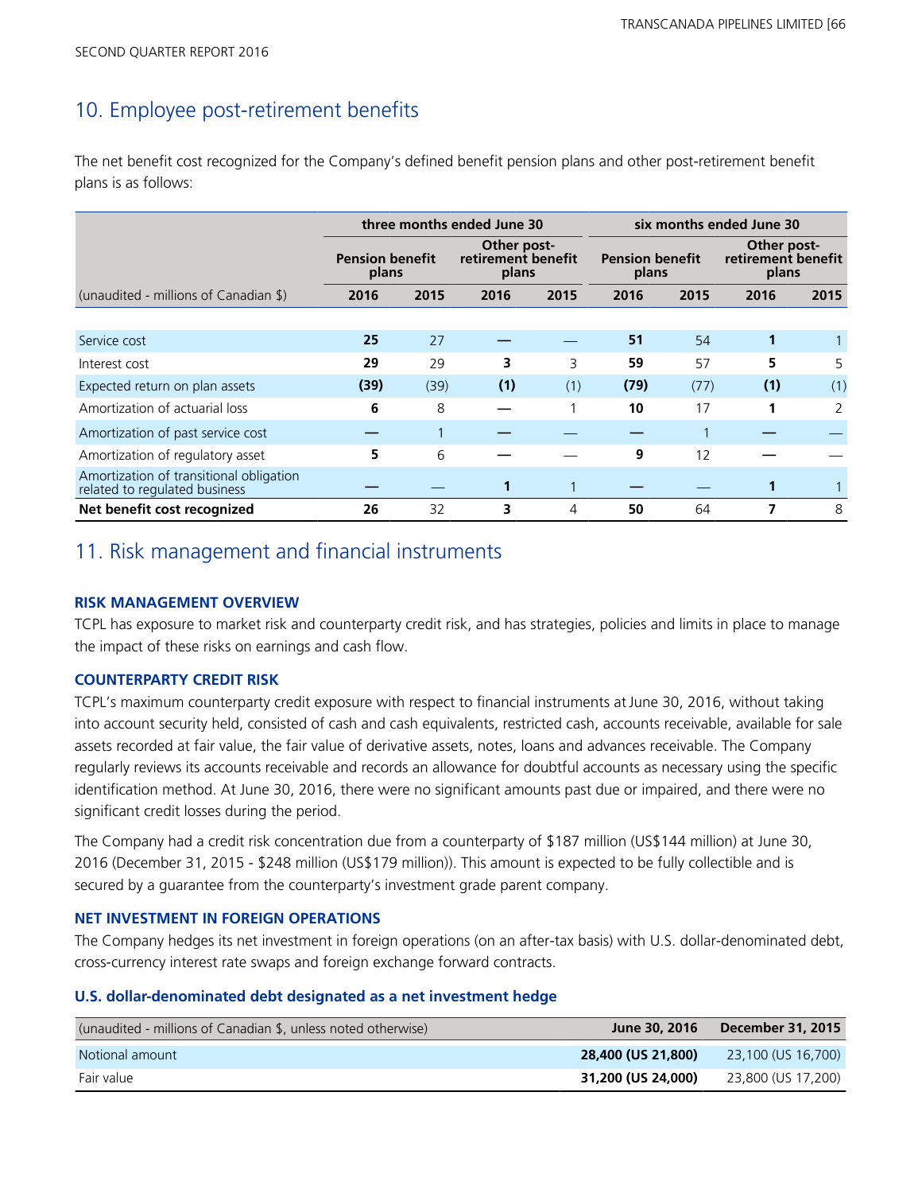## 10. Employee post-retirement benefits

The net benefit cost recognized for the Company's defined benefit pension plans and other post-retirement benefit plans is as follows:

| | three months ended June 30 | | | | six months ended June 30 | | | |
|---|---|---|---|---|---|---|---|---|
| | Pension benefit plans | | Other post-retirement benefit plans | | Pension benefit plans | | Other post-retirement benefit plans | |
| (unaudited - millions of Canadian $) | **2016** | 2015 | **2016** | 2015 | **2016** | 2015 | **2016** | 2015 |
| Service cost | **25** | 27 | **—** | — | **51** | 54 | **1** | 1 |
| Interest cost | **29** | 29 | **3** | 3 | **59** | 57 | **5** | 5 |
| Expected return on plan assets | **(39)** | (39) | **(1)** | (1) | **(79)** | (77) | **(1)** | (1) |
| Amortization of actuarial loss | **6** | 8 | **—** | 1 | **10** | 17 | **1** | 2 |
| Amortization of past service cost | **—** | 1 | **—** | — | **—** | 1 | **—** | — |
| Amortization of regulatory asset | **5** | 6 | **—** | — | **9** | 12 | **—** | — |
| Amortization of transitional obligation related to regulated business | **—** | — | **1** | 1 | **—** | — | **1** | 1 |
| **Net benefit cost recognized** | **26** | 32 | **3** | 4 | **50** | 64 | **7** | 8 |

## 11. Risk management and financial instruments

### RISK MANAGEMENT OVERVIEW

TCPL has exposure to market risk and counterparty credit risk, and has strategies, policies and limits in place to manage the impact of these risks on earnings and cash flow.

### COUNTERPARTY CREDIT RISK

TCPL's maximum counterparty credit exposure with respect to financial instruments at June 30, 2016, without taking into account security held, consisted of cash and cash equivalents, restricted cash, accounts receivable, available for sale assets recorded at fair value, the fair value of derivative assets, notes, loans and advances receivable. The Company regularly reviews its accounts receivable and records an allowance for doubtful accounts as necessary using the specific identification method. At June 30, 2016, there were no significant amounts past due or impaired, and there were no significant credit losses during the period.

The Company had a credit risk concentration due from a counterparty of $187 million (US$144 million) at June 30, 2016 (December 31, 2015 - $248 million (US$179 million)). This amount is expected to be fully collectible and is secured by a guarantee from the counterparty's investment grade parent company.

### NET INVESTMENT IN FOREIGN OPERATIONS

The Company hedges its net investment in foreign operations (on an after-tax basis) with U.S. dollar-denominated debt, cross-currency interest rate swaps and foreign exchange forward contracts.

#### U.S. dollar-denominated debt designated as a net investment hedge

| (unaudited - millions of Canadian $, unless noted otherwise) | June 30, 2016 | December 31, 2015 |
|---|---|---|
| Notional amount | **28,400 (US 21,800)** | 23,100 (US 16,700) |
| Fair value | **31,200 (US 24,000)** | 23,800 (US 17,200) |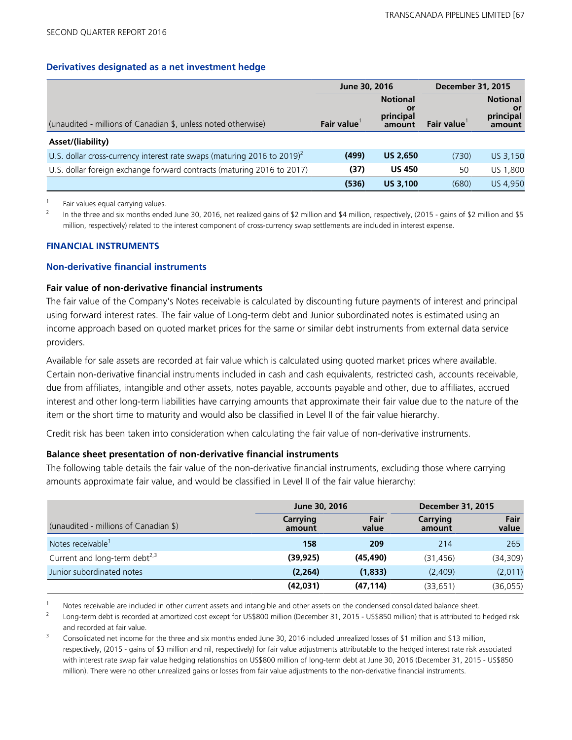### Derivatives designated as a net investment hedge

| (unaudited - millions of Canadian $, unless noted otherwise) | June 30, 2016 | | December 31, 2015 | |
|---|---|---|---|---|
| | Fair value[1] | Notional or principal amount | Fair value[1] | Notional or principal amount |
| **Asset/(liability)** | | | | |
| U.S. dollar cross-currency interest rate swaps (maturing 2016 to 2019)[2] | **(499)** | **US 2,650** | (730) | US 3,150 |
| U.S. dollar foreign exchange forward contracts (maturing 2016 to 2017) | **(37)** | **US 450** | 50 | US 1,800 |
| | **(536)** | **US 3,100** | (680) | US 4,950 |

1 Fair values equal carrying values.

2 In the three and six months ended June 30, 2016, net realized gains of $2 million and $4 million, respectively, (2015 - gains of $2 million and $5 million, respectively) related to the interest component of cross-currency swap settlements are included in interest expense.

### FINANCIAL INSTRUMENTS

### Non-derivative financial instruments

#### Fair value of non-derivative financial instruments

The fair value of the Company's Notes receivable is calculated by discounting future payments of interest and principal using forward interest rates. The fair value of Long-term debt and Junior subordinated notes is estimated using an income approach based on quoted market prices for the same or similar debt instruments from external data service providers.

Available for sale assets are recorded at fair value which is calculated using quoted market prices where available. Certain non-derivative financial instruments included in cash and cash equivalents, restricted cash, accounts receivable, due from affiliates, intangible and other assets, notes payable, accounts payable and other, due to affiliates, accrued interest and other long-term liabilities have carrying amounts that approximate their fair value due to the nature of the item or the short time to maturity and would also be classified in Level II of the fair value hierarchy.

Credit risk has been taken into consideration when calculating the fair value of non-derivative instruments.

#### Balance sheet presentation of non-derivative financial instruments

The following table details the fair value of the non-derivative financial instruments, excluding those where carrying amounts approximate fair value, and would be classified in Level II of the fair value hierarchy:

| (unaudited - millions of Canadian $) | June 30, 2016 | | December 31, 2015 | |
|---|---|---|---|---|
| | Carrying amount | Fair value | Carrying amount | Fair value |
| Notes receivable[1] | **158** | **209** | 214 | 265 |
| Current and long-term debt[2,3] | **(39,925)** | **(45,490)** | (31,456) | (34,309) |
| Junior subordinated notes | **(2,264)** | **(1,833)** | (2,409) | (2,011) |
| | **(42,031)** | **(47,114)** | (33,651) | (36,055) |

1 Notes receivable are included in other current assets and intangible and other assets on the condensed consolidated balance sheet.

2 Long-term debt is recorded at amortized cost except for US$800 million (December 31, 2015 - US$850 million) that is attributed to hedged risk and recorded at fair value.

3 Consolidated net income for the three and six months ended June 30, 2016 included unrealized losses of $1 million and $13 million, respectively, (2015 - gains of $3 million and nil, respectively) for fair value adjustments attributable to the hedged interest rate risk associated with interest rate swap fair value hedging relationships on US$800 million of long-term debt at June 30, 2016 (December 31, 2015 - US$850 million). There were no other unrealized gains or losses from fair value adjustments to the non-derivative financial instruments.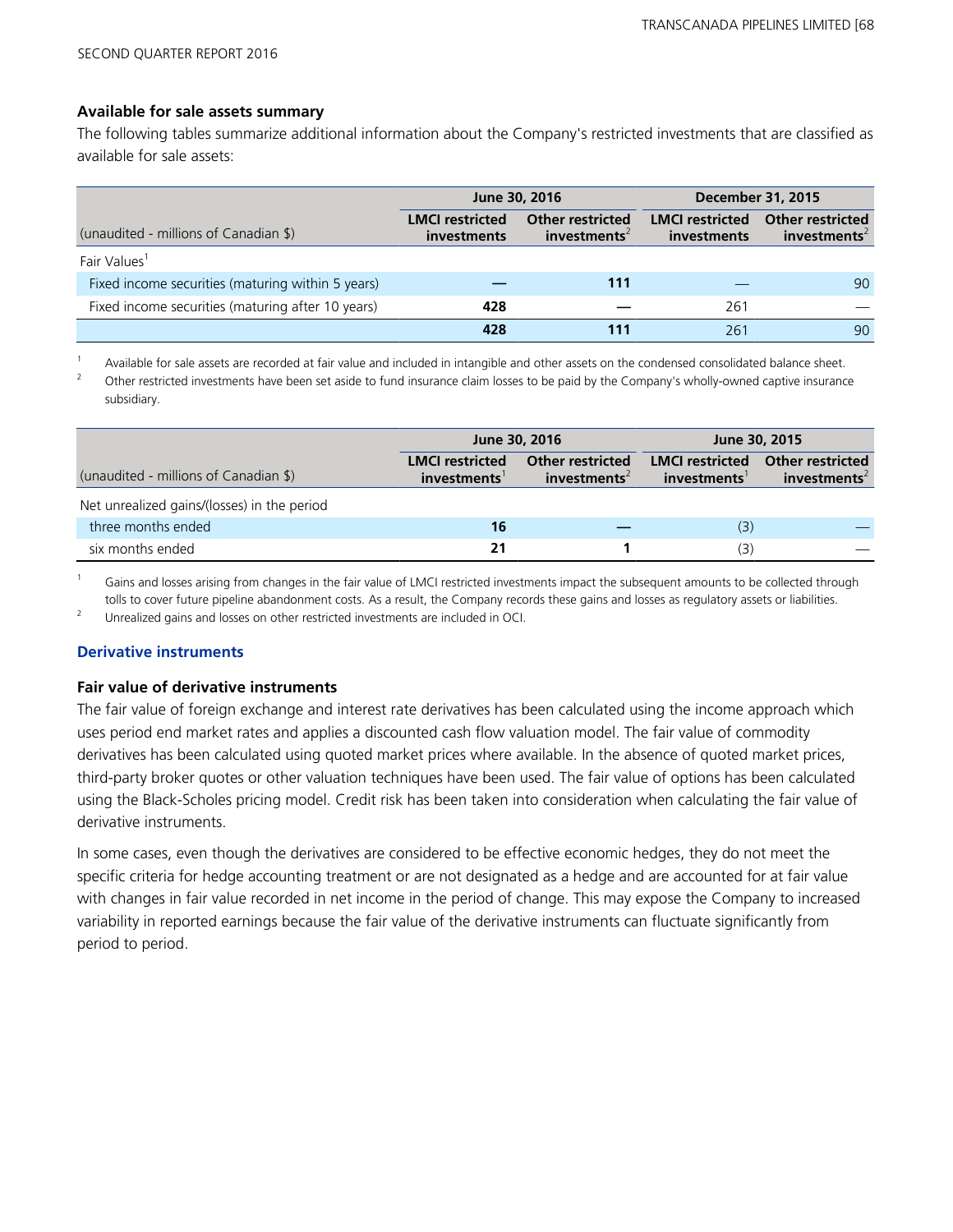### Available for sale assets summary

The following tables summarize additional information about the Company's restricted investments that are classified as available for sale assets:

| (unaudited - millions of Canadian $) | June 30, 2016 | | December 31, 2015 | |
|---|---|---|---|---|
| | LMCI restricted investments | Other restricted investments[2] | LMCI restricted investments | Other restricted investments[2] |
| Fair Values[1] | | | | |
| Fixed income securities (maturing within 5 years) | — | 111 | — | 90 |
| Fixed income securities (maturing after 10 years) | 428 | — | 261 | — |
| | 428 | 111 | 261 | 90 |

1 Available for sale assets are recorded at fair value and included in intangible and other assets on the condensed consolidated balance sheet.

2 Other restricted investments have been set aside to fund insurance claim losses to be paid by the Company's wholly-owned captive insurance subsidiary.

| (unaudited - millions of Canadian $) | June 30, 2016 | | June 30, 2015 | |
|---|---|---|---|---|
| | LMCI restricted investments[1] | Other restricted investments[2] | LMCI restricted investments[1] | Other restricted investments[2] |
| Net unrealized gains/(losses) in the period | | | | |
| three months ended | 16 | — | (3) | — |
| six months ended | 21 | 1 | (3) | — |

1 Gains and losses arising from changes in the fair value of LMCI restricted investments impact the subsequent amounts to be collected through tolls to cover future pipeline abandonment costs. As a result, the Company records these gains and losses as regulatory assets or liabilities.

2 Unrealized gains and losses on other restricted investments are included in OCI.

## Derivative instruments

### Fair value of derivative instruments

The fair value of foreign exchange and interest rate derivatives has been calculated using the income approach which uses period end market rates and applies a discounted cash flow valuation model. The fair value of commodity derivatives has been calculated using quoted market prices where available. In the absence of quoted market prices, third-party broker quotes or other valuation techniques have been used. The fair value of options has been calculated using the Black-Scholes pricing model. Credit risk has been taken into consideration when calculating the fair value of derivative instruments.

In some cases, even though the derivatives are considered to be effective economic hedges, they do not meet the specific criteria for hedge accounting treatment or are not designated as a hedge and are accounted for at fair value with changes in fair value recorded in net income in the period of change. This may expose the Company to increased variability in reported earnings because the fair value of the derivative instruments can fluctuate significantly from period to period.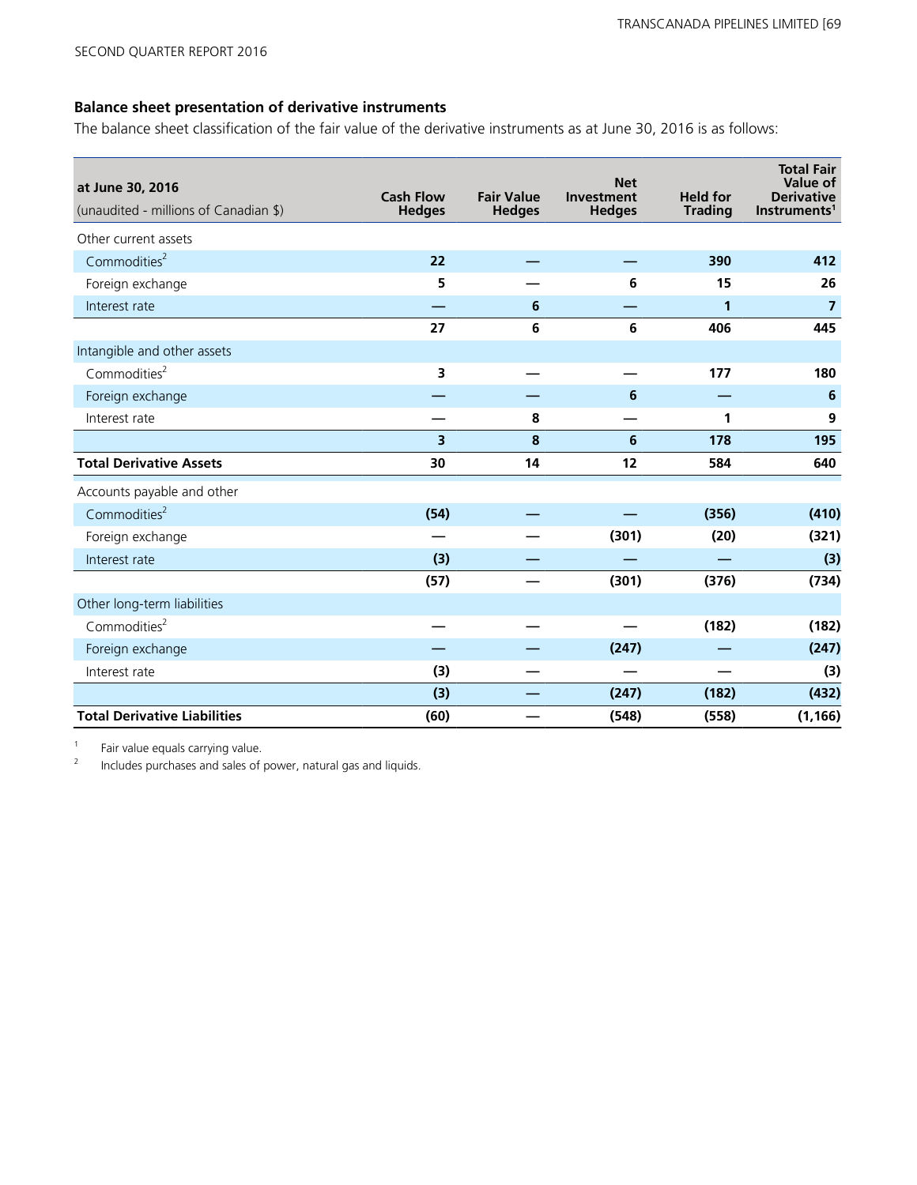## Balance sheet presentation of derivative instruments

The balance sheet classification of the fair value of the derivative instruments as at June 30, 2016 is as follows:

| at June 30, 2016 (unaudited - millions of Canadian $) | Cash Flow Hedges | Fair Value Hedges | Net Investment Hedges | Held for Trading | Total Fair Value of Derivative Instruments[1] |
|---|---|---|---|---|---|
| Other current assets | | | | | |
| Commodities[2] | **22** | **—** | **—** | **390** | **412** |
| Foreign exchange | **5** | **—** | **6** | **15** | **26** |
| Interest rate | **—** | **6** | **—** | **1** | **7** |
| | **27** | **6** | **6** | **406** | **445** |
| Intangible and other assets | | | | | |
| Commodities[2] | **3** | **—** | **—** | **177** | **180** |
| Foreign exchange | **—** | **—** | **6** | **—** | **6** |
| Interest rate | **—** | **8** | **—** | **1** | **9** |
| | **3** | **8** | **6** | **178** | **195** |
| **Total Derivative Assets** | **30** | **14** | **12** | **584** | **640** |
| Accounts payable and other | | | | | |
| Commodities[2] | **(54)** | **—** | **—** | **(356)** | **(410)** |
| Foreign exchange | **—** | **—** | **(301)** | **(20)** | **(321)** |
| Interest rate | **(3)** | **—** | **—** | **—** | **(3)** |
| | **(57)** | **—** | **(301)** | **(376)** | **(734)** |
| Other long-term liabilities | | | | | |
| Commodities[2] | **—** | **—** | **—** | **(182)** | **(182)** |
| Foreign exchange | **—** | **—** | **(247)** | **—** | **(247)** |
| Interest rate | **(3)** | **—** | **—** | **—** | **(3)** |
| | **(3)** | **—** | **(247)** | **(182)** | **(432)** |
| **Total Derivative Liabilities** | **(60)** | **—** | **(548)** | **(558)** | **(1,166)** |

1 Fair value equals carrying value.

2 Includes purchases and sales of power, natural gas and liquids.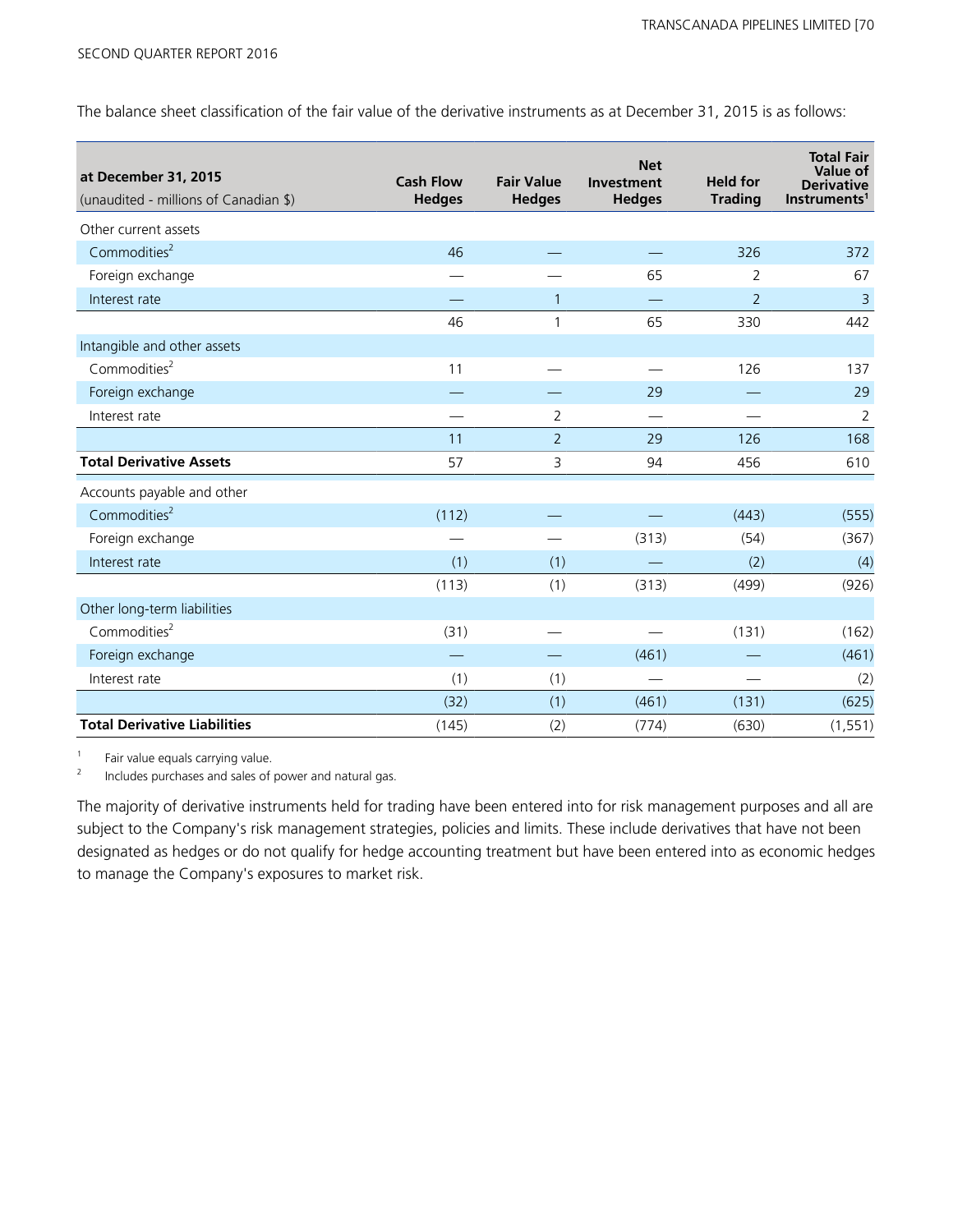The balance sheet classification of the fair value of the derivative instruments as at December 31, 2015 is as follows:

| at December 31, 2015 (unaudited - millions of Canadian $) | Cash Flow Hedges | Fair Value Hedges | Net Investment Hedges | Held for Trading | Total Fair Value of Derivative Instruments[1] |
|---|---|---|---|---|---|
| Other current assets | | | | | |
| Commodities[2] | 46 | — | — | 326 | 372 |
| Foreign exchange | — | — | 65 | 2 | 67 |
| Interest rate | — | 1 | — | 2 | 3 |
| | 46 | 1 | 65 | 330 | 442 |
| Intangible and other assets | | | | | |
| Commodities[2] | 11 | — | — | 126 | 137 |
| Foreign exchange | — | — | 29 | — | 29 |
| Interest rate | — | 2 | — | — | 2 |
| | 11 | 2 | 29 | 126 | 168 |
| **Total Derivative Assets** | 57 | 3 | 94 | 456 | 610 |
| Accounts payable and other | | | | | |
| Commodities[2] | (112) | — | — | (443) | (555) |
| Foreign exchange | — | — | (313) | (54) | (367) |
| Interest rate | (1) | (1) | — | (2) | (4) |
| | (113) | (1) | (313) | (499) | (926) |
| Other long-term liabilities | | | | | |
| Commodities[2] | (31) | — | — | (131) | (162) |
| Foreign exchange | — | — | (461) | — | (461) |
| Interest rate | (1) | (1) | — | — | (2) |
| | (32) | (1) | (461) | (131) | (625) |
| **Total Derivative Liabilities** | (145) | (2) | (774) | (630) | (1,551) |

1 Fair value equals carrying value.

2 Includes purchases and sales of power and natural gas.

The majority of derivative instruments held for trading have been entered into for risk management purposes and all are subject to the Company's risk management strategies, policies and limits. These include derivatives that have not been designated as hedges or do not qualify for hedge accounting treatment but have been entered into as economic hedges to manage the Company's exposures to market risk.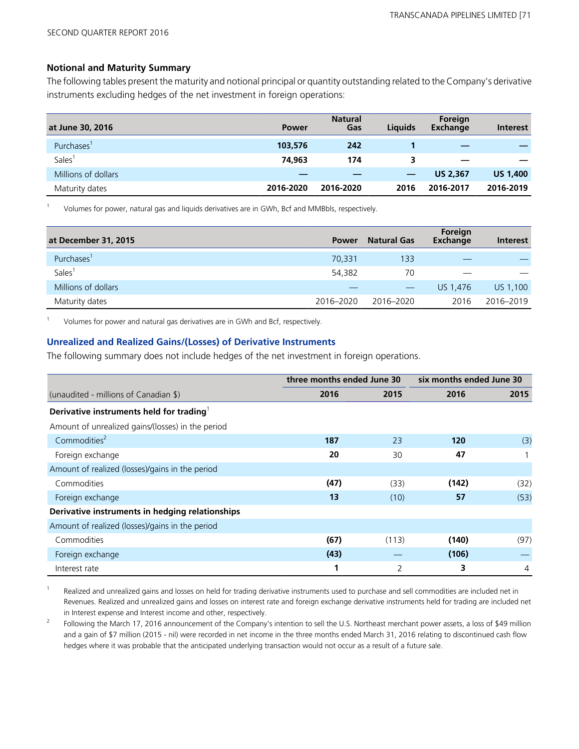### Notional and Maturity Summary

The following tables present the maturity and notional principal or quantity outstanding related to the Company's derivative instruments excluding hedges of the net investment in foreign operations:

| at June 30, 2016 | Power | Natural Gas | Liquids | Foreign Exchange | Interest |
|---|---|---|---|---|---|
| Purchases[1] | **103,576** | **242** | **1** | **—** | **—** |
| Sales[1] | **74,963** | **174** | **3** | **—** | **—** |
| Millions of dollars | **—** | **—** | **—** | **US 2,367** | **US 1,400** |
| Maturity dates | **2016-2020** | **2016-2020** | **2016** | **2016-2017** | **2016-2019** |

[1] Volumes for power, natural gas and liquids derivatives are in GWh, Bcf and MMBbls, respectively.

| at December 31, 2015 | Power | Natural Gas | Foreign Exchange | Interest |
|---|---|---|---|---|
| Purchases[1] | 70,331 | 133 | — | — |
| Sales[1] | 54,382 | 70 | — | — |
| Millions of dollars | — | — | US 1,476 | US 1,100 |
| Maturity dates | 2016–2020 | 2016–2020 | 2016 | 2016–2019 |

[1] Volumes for power and natural gas derivatives are in GWh and Bcf, respectively.

### Unrealized and Realized Gains/(Losses) of Derivative Instruments

The following summary does not include hedges of the net investment in foreign operations.

| | three months ended June 30 | | six months ended June 30 | |
|---|---|---|---|---|
| (unaudited - millions of Canadian $) | **2016** | **2015** | **2016** | **2015** |
| **Derivative instruments held for trading**[1] | | | | |
| Amount of unrealized gains/(losses) in the period | | | | |
| Commodities[2] | **187** | 23 | **120** | (3) |
| Foreign exchange | **20** | 30 | **47** | 1 |
| Amount of realized (losses)/gains in the period | | | | |
| Commodities | **(47)** | (33) | **(142)** | (32) |
| Foreign exchange | **13** | (10) | **57** | (53) |
| **Derivative instruments in hedging relationships** | | | | |
| Amount of realized (losses)/gains in the period | | | | |
| Commodities | **(67)** | (113) | **(140)** | (97) |
| Foreign exchange | **(43)** | — | **(106)** | — |
| Interest rate | **1** | 2 | **3** | 4 |

[1] Realized and unrealized gains and losses on held for trading derivative instruments used to purchase and sell commodities are included net in Revenues. Realized and unrealized gains and losses on interest rate and foreign exchange derivative instruments held for trading are included net in Interest expense and Interest income and other, respectively.

[2] Following the March 17, 2016 announcement of the Company's intention to sell the U.S. Northeast merchant power assets, a loss of $49 million and a gain of $7 million (2015 - nil) were recorded in net income in the three months ended March 31, 2016 relating to discontinued cash flow hedges where it was probable that the anticipated underlying transaction would not occur as a result of a future sale.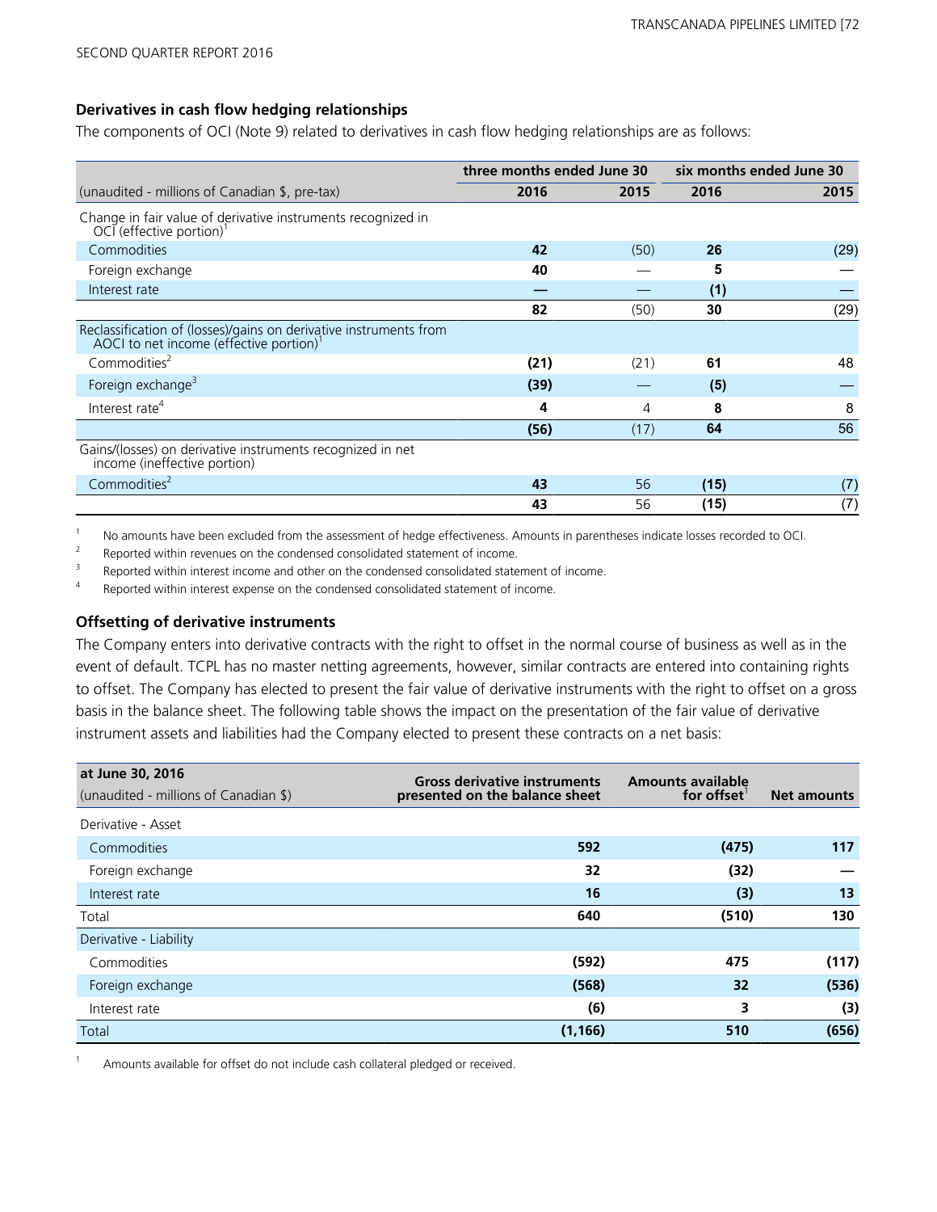### Derivatives in cash flow hedging relationships

The components of OCI (Note 9) related to derivatives in cash flow hedging relationships are as follows:

| | three months ended June 30 | | six months ended June 30 | |
|---|---|---|---|---|
| (unaudited - millions of Canadian $, pre-tax) | **2016** | 2015 | **2016** | 2015 |
| Change in fair value of derivative instruments recognized in OCI (effective portion)[1] | | | | |
| Commodities | **42** | (50) | **26** | (29) |
| Foreign exchange | **40** | — | **5** | — |
| Interest rate | **—** | — | **(1)** | — |
| | **82** | (50) | **30** | (29) |
| Reclassification of (losses)/gains on derivative instruments from AOCI to net income (effective portion)[1] | | | | |
| Commodities[2] | **(21)** | (21) | **61** | 48 |
| Foreign exchange[3] | **(39)** | — | **(5)** | — |
| Interest rate[4] | **4** | 4 | **8** | 8 |
| | **(56)** | (17) | **64** | 56 |
| Gains/(losses) on derivative instruments recognized in net income (ineffective portion) | | | | |
| Commodities[2] | **43** | 56 | **(15)** | (7) |
| | **43** | 56 | **(15)** | (7) |

1 No amounts have been excluded from the assessment of hedge effectiveness. Amounts in parentheses indicate losses recorded to OCI.

2 Reported within revenues on the condensed consolidated statement of income.

3 Reported within interest income and other on the condensed consolidated statement of income.

4 Reported within interest expense on the condensed consolidated statement of income.

### Offsetting of derivative instruments

The Company enters into derivative contracts with the right to offset in the normal course of business as well as in the event of default. TCPL has no master netting agreements, however, similar contracts are entered into containing rights to offset. The Company has elected to present the fair value of derivative instruments with the right to offset on a gross basis in the balance sheet. The following table shows the impact on the presentation of the fair value of derivative instrument assets and liabilities had the Company elected to present these contracts on a net basis:

| **at June 30, 2016** (unaudited - millions of Canadian $) | **Gross derivative instruments presented on the balance sheet** | **Amounts available for offset**[1] | **Net amounts** |
|---|---|---|---|
| Derivative - Asset | | | |
| Commodities | **592** | **(475)** | **117** |
| Foreign exchange | **32** | **(32)** | **—** |
| Interest rate | **16** | **(3)** | **13** |
| Total | **640** | **(510)** | **130** |
| Derivative - Liability | | | |
| Commodities | **(592)** | **475** | **(117)** |
| Foreign exchange | **(568)** | **32** | **(536)** |
| Interest rate | **(6)** | **3** | **(3)** |
| Total | **(1,166)** | **510** | **(656)** |

1 Amounts available for offset do not include cash collateral pledged or received.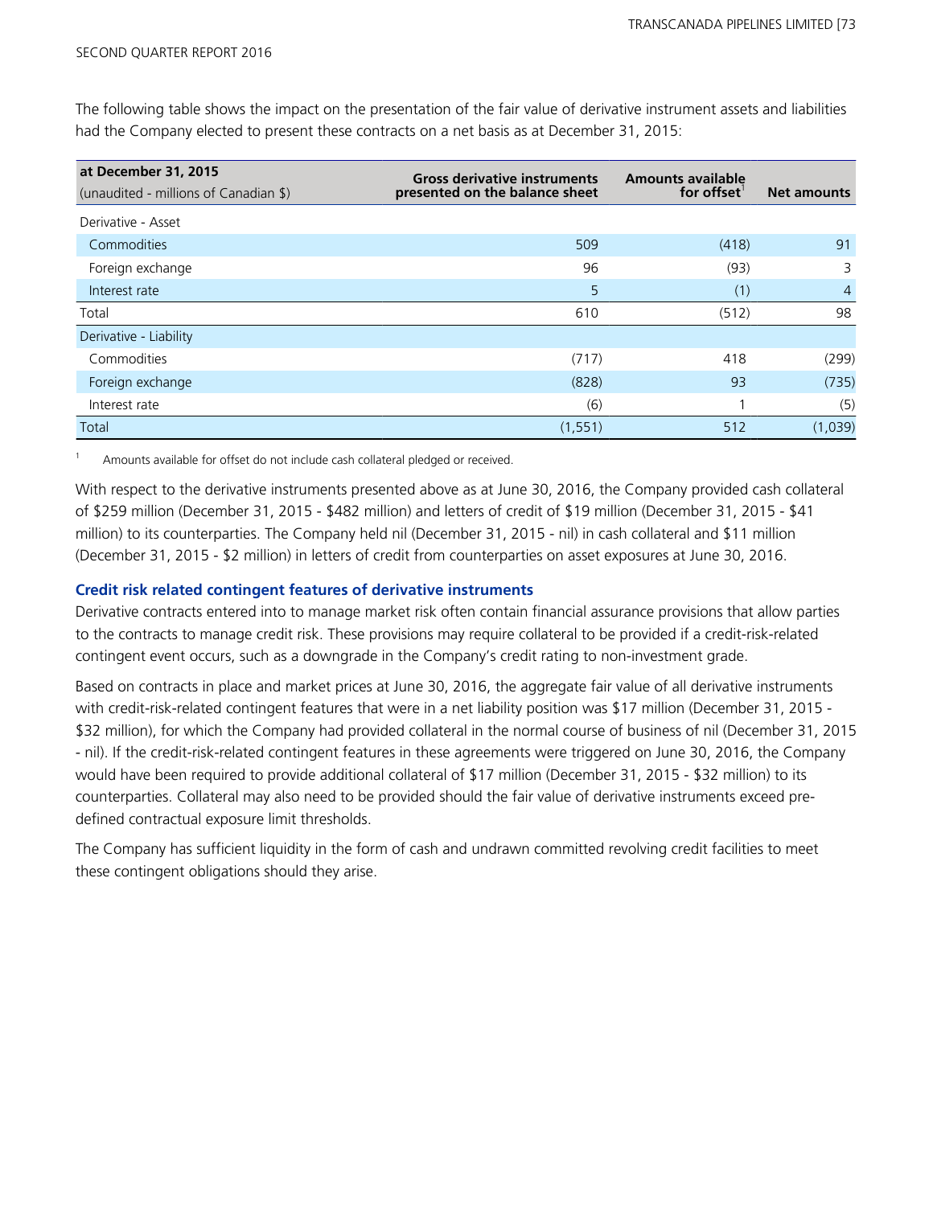The following table shows the impact on the presentation of the fair value of derivative instrument assets and liabilities had the Company elected to present these contracts on a net basis as at December 31, 2015:

| at December 31, 2015<br>(unaudited - millions of Canadian $) | Gross derivative instruments presented on the balance sheet | Amounts available for offset[1] | Net amounts |
|---|---|---|---|
| Derivative - Asset | | | |
| Commodities | 509 | (418) | 91 |
| Foreign exchange | 96 | (93) | 3 |
| Interest rate | 5 | (1) | 4 |
| Total | 610 | (512) | 98 |
| Derivative - Liability | | | |
| Commodities | (717) | 418 | (299) |
| Foreign exchange | (828) | 93 | (735) |
| Interest rate | (6) | 1 | (5) |
| Total | (1,551) | 512 | (1,039) |

1 Amounts available for offset do not include cash collateral pledged or received.

With respect to the derivative instruments presented above as at June 30, 2016, the Company provided cash collateral of $259 million (December 31, 2015 - $482 million) and letters of credit of $19 million (December 31, 2015 - $41 million) to its counterparties. The Company held nil (December 31, 2015 - nil) in cash collateral and $11 million (December 31, 2015 - $2 million) in letters of credit from counterparties on asset exposures at June 30, 2016.

### Credit risk related contingent features of derivative instruments

Derivative contracts entered into to manage market risk often contain financial assurance provisions that allow parties to the contracts to manage credit risk. These provisions may require collateral to be provided if a credit-risk-related contingent event occurs, such as a downgrade in the Company's credit rating to non-investment grade.

Based on contracts in place and market prices at June 30, 2016, the aggregate fair value of all derivative instruments with credit-risk-related contingent features that were in a net liability position was $17 million (December 31, 2015 - $32 million), for which the Company had provided collateral in the normal course of business of nil (December 31, 2015 - nil). If the credit-risk-related contingent features in these agreements were triggered on June 30, 2016, the Company would have been required to provide additional collateral of $17 million (December 31, 2015 - $32 million) to its counterparties. Collateral may also need to be provided should the fair value of derivative instruments exceed pre-defined contractual exposure limit thresholds.

The Company has sufficient liquidity in the form of cash and undrawn committed revolving credit facilities to meet these contingent obligations should they arise.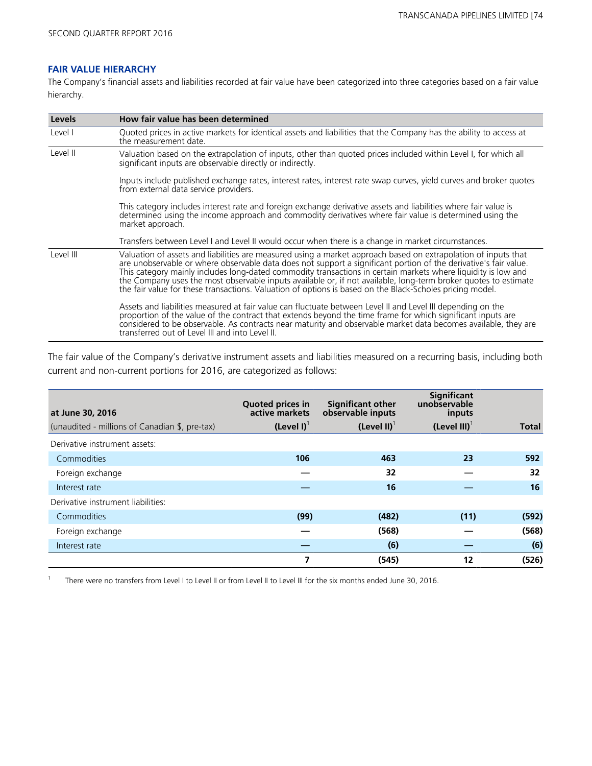## FAIR VALUE HIERARCHY

The Company's financial assets and liabilities recorded at fair value have been categorized into three categories based on a fair value hierarchy.

| Levels | How fair value has been determined |
|---|---|
| Level I | Quoted prices in active markets for identical assets and liabilities that the Company has the ability to access at the measurement date. |
| Level II | Valuation based on the extrapolation of inputs, other than quoted prices included within Level I, for which all significant inputs are observable directly or indirectly.<br><br>Inputs include published exchange rates, interest rates, interest rate swap curves, yield curves and broker quotes from external data service providers.<br><br>This category includes interest rate and foreign exchange derivative assets and liabilities where fair value is determined using the income approach and commodity derivatives where fair value is determined using the market approach.<br><br>Transfers between Level I and Level II would occur when there is a change in market circumstances. |
| Level III | Valuation of assets and liabilities are measured using a market approach based on extrapolation of inputs that are unobservable or where observable data does not support a significant portion of the derivative's fair value. This category mainly includes long-dated commodity transactions in certain markets where liquidity is low and the Company uses the most observable inputs available or, if not available, long-term broker quotes to estimate the fair value for these transactions. Valuation of options is based on the Black-Scholes pricing model.<br><br>Assets and liabilities measured at fair value can fluctuate between Level II and Level III depending on the proportion of the value of the contract that extends beyond the time frame for which significant inputs are considered to be observable. As contracts near maturity and observable market data becomes available, they are transferred out of Level III and into Level II. |

The fair value of the Company's derivative instrument assets and liabilities measured on a recurring basis, including both current and non-current portions for 2016, are categorized as follows:

| at June 30, 2016<br>(unaudited - millions of Canadian $, pre-tax) | Quoted prices in active markets (Level I)[1] | Significant other observable inputs (Level II)[1] | Significant unobservable inputs (Level III)[1] | Total |
|---|---|---|---|---|
| Derivative instrument assets: | | | | |
| Commodities | 106 | 463 | 23 | 592 |
| Foreign exchange | — | 32 | — | 32 |
| Interest rate | — | 16 | — | 16 |
| Derivative instrument liabilities: | | | | |
| Commodities | (99) | (482) | (11) | (592) |
| Foreign exchange | — | (568) | — | (568) |
| Interest rate | — | (6) | — | (6) |
| | 7 | (545) | 12 | (526) |

1 There were no transfers from Level I to Level II or from Level II to Level III for the six months ended June 30, 2016.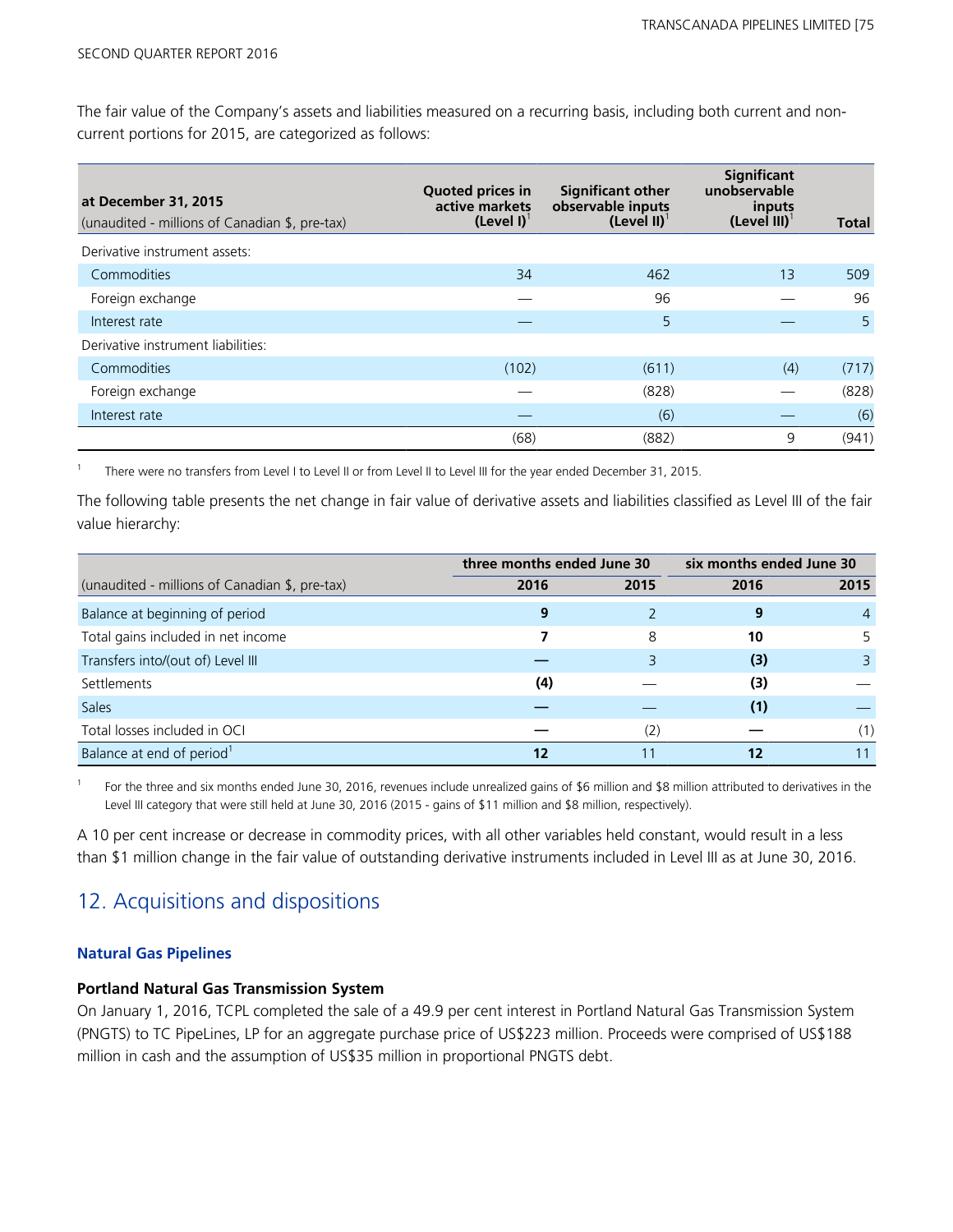The fair value of the Company's assets and liabilities measured on a recurring basis, including both current and non-current portions for 2015, are categorized as follows:

| at December 31, 2015 (unaudited - millions of Canadian $, pre-tax) | Quoted prices in active markets (Level I)[1] | Significant other observable inputs (Level II)[1] | Significant unobservable inputs (Level III)[1] | Total |
|---|---|---|---|---|
| Derivative instrument assets: | | | | |
| Commodities | 34 | 462 | 13 | 509 |
| Foreign exchange | — | 96 | — | 96 |
| Interest rate | — | 5 | — | 5 |
| Derivative instrument liabilities: | | | | |
| Commodities | (102) | (611) | (4) | (717) |
| Foreign exchange | — | (828) | — | (828) |
| Interest rate | — | (6) | — | (6) |
| | (68) | (882) | 9 | (941) |

1 There were no transfers from Level I to Level II or from Level II to Level III for the year ended December 31, 2015.

The following table presents the net change in fair value of derivative assets and liabilities classified as Level III of the fair value hierarchy:

| | three months ended June 30 | | six months ended June 30 | |
|---|---|---|---|---|
| (unaudited - millions of Canadian $, pre-tax) | **2016** | 2015 | **2016** | 2015 |
| Balance at beginning of period | **9** | 2 | **9** | 4 |
| Total gains included in net income | **7** | 8 | **10** | 5 |
| Transfers into/(out of) Level III | **—** | 3 | **(3)** | 3 |
| Settlements | **(4)** | — | **(3)** | — |
| Sales | **—** | — | **(1)** | — |
| Total losses included in OCI | **—** | (2) | **—** | (1) |
| Balance at end of period[1] | **12** | 11 | **12** | 11 |

1 For the three and six months ended June 30, 2016, revenues include unrealized gains of $6 million and $8 million attributed to derivatives in the Level III category that were still held at June 30, 2016 (2015 - gains of $11 million and $8 million, respectively).

A 10 per cent increase or decrease in commodity prices, with all other variables held constant, would result in a less than $1 million change in the fair value of outstanding derivative instruments included in Level III as at June 30, 2016.

## 12. Acquisitions and dispositions

### Natural Gas Pipelines

#### Portland Natural Gas Transmission System

On January 1, 2016, TCPL completed the sale of a 49.9 per cent interest in Portland Natural Gas Transmission System (PNGTS) to TC PipeLines, LP for an aggregate purchase price of US$223 million. Proceeds were comprised of US$188 million in cash and the assumption of US$35 million in proportional PNGTS debt.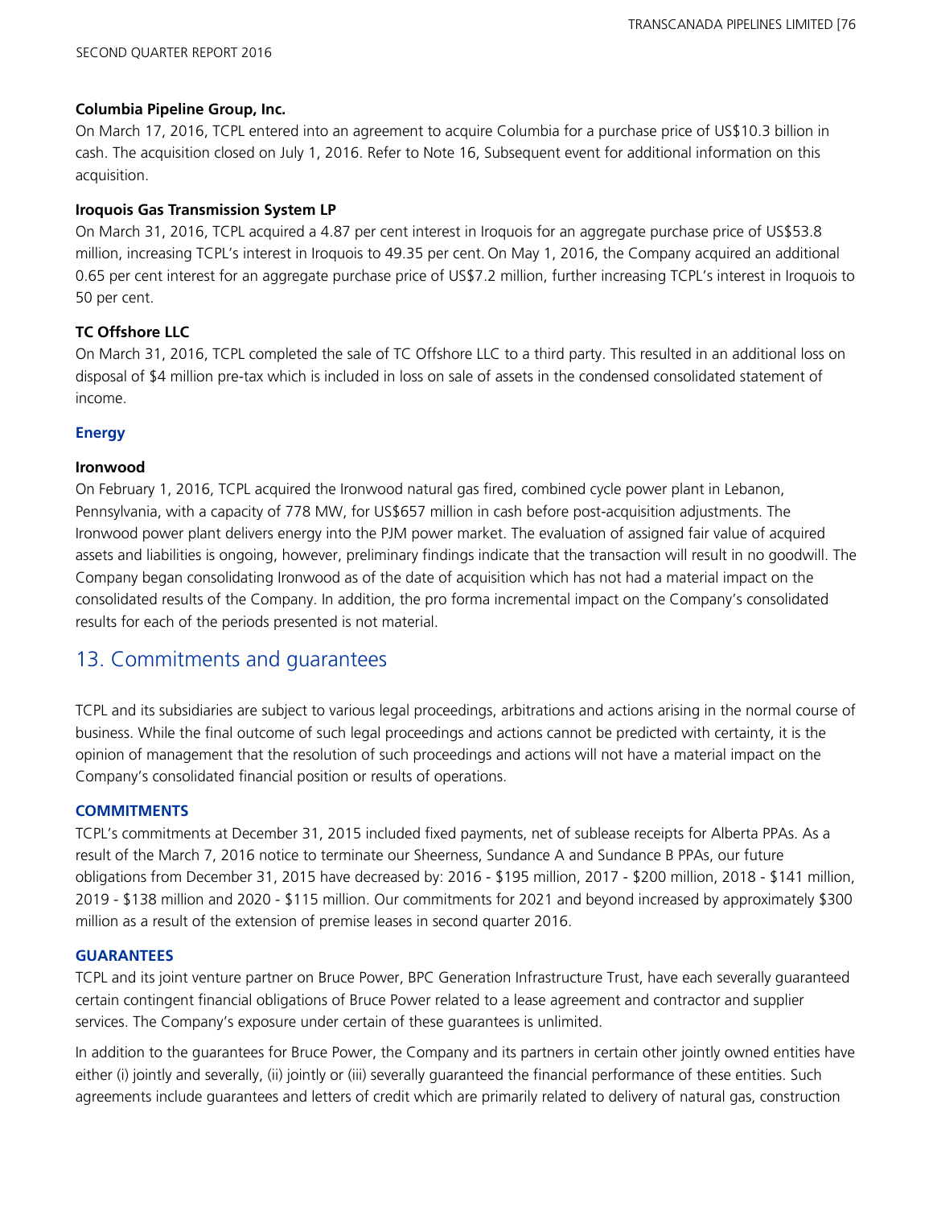**Columbia Pipeline Group, Inc.**

On March 17, 2016, TCPL entered into an agreement to acquire Columbia for a purchase price of US$10.3 billion in cash. The acquisition closed on July 1, 2016. Refer to Note 16, Subsequent event for additional information on this acquisition.

**Iroquois Gas Transmission System LP**

On March 31, 2016, TCPL acquired a 4.87 per cent interest in Iroquois for an aggregate purchase price of US$53.8 million, increasing TCPL's interest in Iroquois to 49.35 per cent. On May 1, 2016, the Company acquired an additional 0.65 per cent interest for an aggregate purchase price of US$7.2 million, further increasing TCPL's interest in Iroquois to 50 per cent.

**TC Offshore LLC**

On March 31, 2016, TCPL completed the sale of TC Offshore LLC to a third party. This resulted in an additional loss on disposal of $4 million pre-tax which is included in loss on sale of assets in the condensed consolidated statement of income.

### Energy

**Ironwood**

On February 1, 2016, TCPL acquired the Ironwood natural gas fired, combined cycle power plant in Lebanon, Pennsylvania, with a capacity of 778 MW, for US$657 million in cash before post-acquisition adjustments. The Ironwood power plant delivers energy into the PJM power market. The evaluation of assigned fair value of acquired assets and liabilities is ongoing, however, preliminary findings indicate that the transaction will result in no goodwill. The Company began consolidating Ironwood as of the date of acquisition which has not had a material impact on the consolidated results of the Company. In addition, the pro forma incremental impact on the Company's consolidated results for each of the periods presented is not material.

## 13. Commitments and guarantees

TCPL and its subsidiaries are subject to various legal proceedings, arbitrations and actions arising in the normal course of business. While the final outcome of such legal proceedings and actions cannot be predicted with certainty, it is the opinion of management that the resolution of such proceedings and actions will not have a material impact on the Company's consolidated financial position or results of operations.

### COMMITMENTS

TCPL's commitments at December 31, 2015 included fixed payments, net of sublease receipts for Alberta PPAs. As a result of the March 7, 2016 notice to terminate our Sheerness, Sundance A and Sundance B PPAs, our future obligations from December 31, 2015 have decreased by: 2016 - $195 million, 2017 - $200 million, 2018 - $141 million, 2019 - $138 million and 2020 - $115 million. Our commitments for 2021 and beyond increased by approximately $300 million as a result of the extension of premise leases in second quarter 2016.

### GUARANTEES

TCPL and its joint venture partner on Bruce Power, BPC Generation Infrastructure Trust, have each severally guaranteed certain contingent financial obligations of Bruce Power related to a lease agreement and contractor and supplier services. The Company's exposure under certain of these guarantees is unlimited.

In addition to the guarantees for Bruce Power, the Company and its partners in certain other jointly owned entities have either (i) jointly and severally, (ii) jointly or (iii) severally guaranteed the financial performance of these entities. Such agreements include guarantees and letters of credit which are primarily related to delivery of natural gas, construction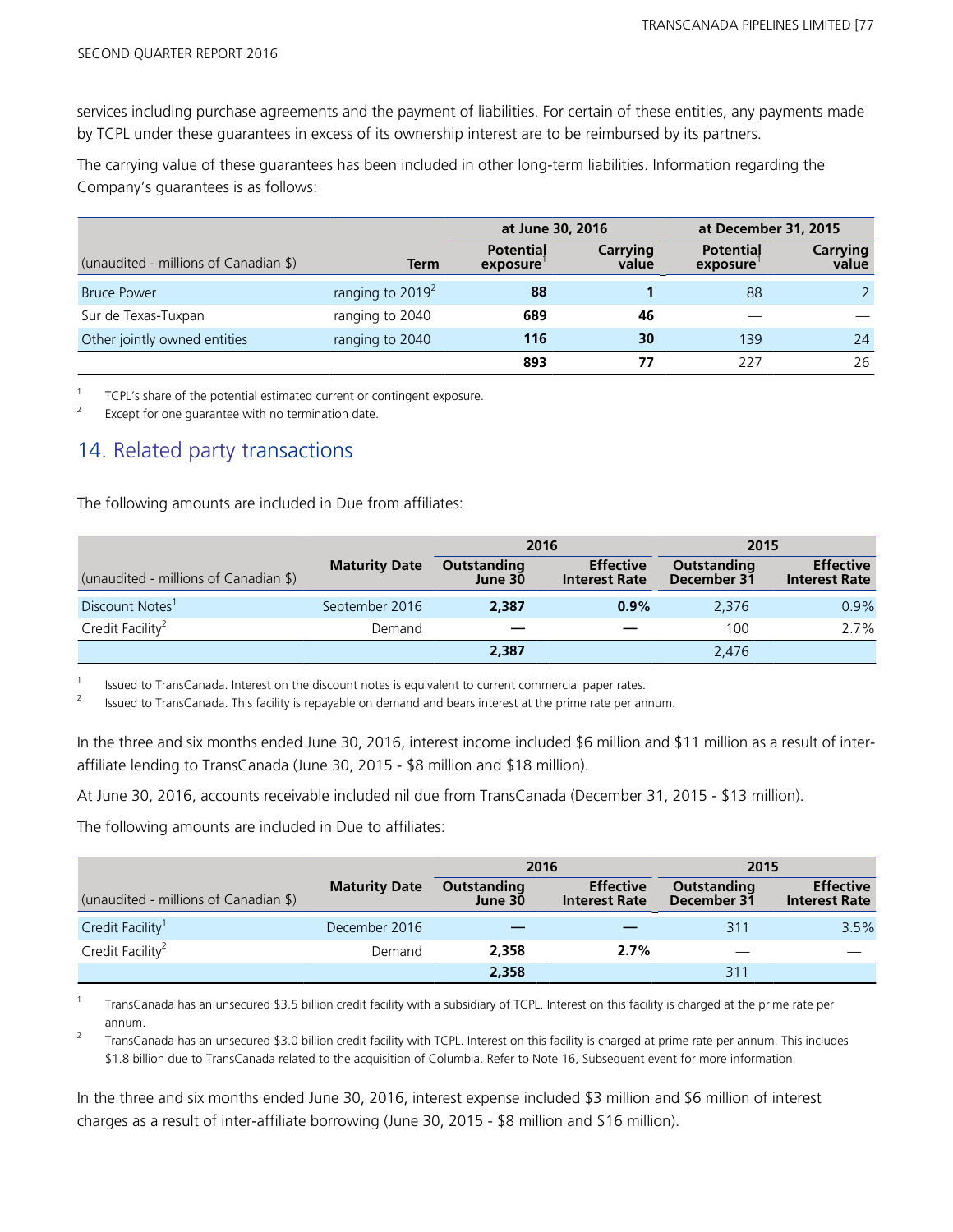services including purchase agreements and the payment of liabilities. For certain of these entities, any payments made by TCPL under these guarantees in excess of its ownership interest are to be reimbursed by its partners.

The carrying value of these guarantees has been included in other long-term liabilities. Information regarding the Company's guarantees is as follows:

| (unaudited - millions of Canadian $) | Term | at June 30, 2016 | | at December 31, 2015 | |
|---|---|---|---|---|---|
| | | Potential exposure[1] | Carrying value | Potential exposure[1] | Carrying value |
| Bruce Power | ranging to 2019[2] | **88** | **1** | 88 | 2 |
| Sur de Texas-Tuxpan | ranging to 2040 | **689** | **46** | — | — |
| Other jointly owned entities | ranging to 2040 | **116** | **30** | 139 | 24 |
| | | **893** | **77** | 227 | 26 |

1 TCPL's share of the potential estimated current or contingent exposure.

2 Except for one guarantee with no termination date.

## 14. Related party transactions

The following amounts are included in Due from affiliates:

| (unaudited - millions of Canadian $) | Maturity Date | 2016 | | 2015 | |
|---|---|---|---|---|---|
| | | Outstanding June 30 | Effective Interest Rate | Outstanding December 31 | Effective Interest Rate |
| Discount Notes[1] | September 2016 | **2,387** | **0.9%** | 2,376 | 0.9% |
| Credit Facility[2] | Demand | **—** | **—** | 100 | 2.7% |
| | | **2,387** | | 2,476 | |

1 Issued to TransCanada. Interest on the discount notes is equivalent to current commercial paper rates.

2 Issued to TransCanada. This facility is repayable on demand and bears interest at the prime rate per annum.

In the three and six months ended June 30, 2016, interest income included $6 million and $11 million as a result of inter-affiliate lending to TransCanada (June 30, 2015 - $8 million and $18 million).

At June 30, 2016, accounts receivable included nil due from TransCanada (December 31, 2015 - $13 million).

The following amounts are included in Due to affiliates:

| (unaudited - millions of Canadian $) | Maturity Date | 2016 | | 2015 | |
|---|---|---|---|---|---|
| | | Outstanding June 30 | Effective Interest Rate | Outstanding December 31 | Effective Interest Rate |
| Credit Facility[1] | December 2016 | **—** | **—** | 311 | 3.5% |
| Credit Facility[2] | Demand | **2,358** | **2.7%** | — | — |
| | | **2,358** | | 311 | |

1 TransCanada has an unsecured $3.5 billion credit facility with a subsidiary of TCPL. Interest on this facility is charged at the prime rate per annum.

2 TransCanada has an unsecured $3.0 billion credit facility with TCPL. Interest on this facility is charged at prime rate per annum. This includes $1.8 billion due to TransCanada related to the acquisition of Columbia. Refer to Note 16, Subsequent event for more information.

In the three and six months ended June 30, 2016, interest expense included $3 million and $6 million of interest charges as a result of inter-affiliate borrowing (June 30, 2015 - $8 million and $16 million).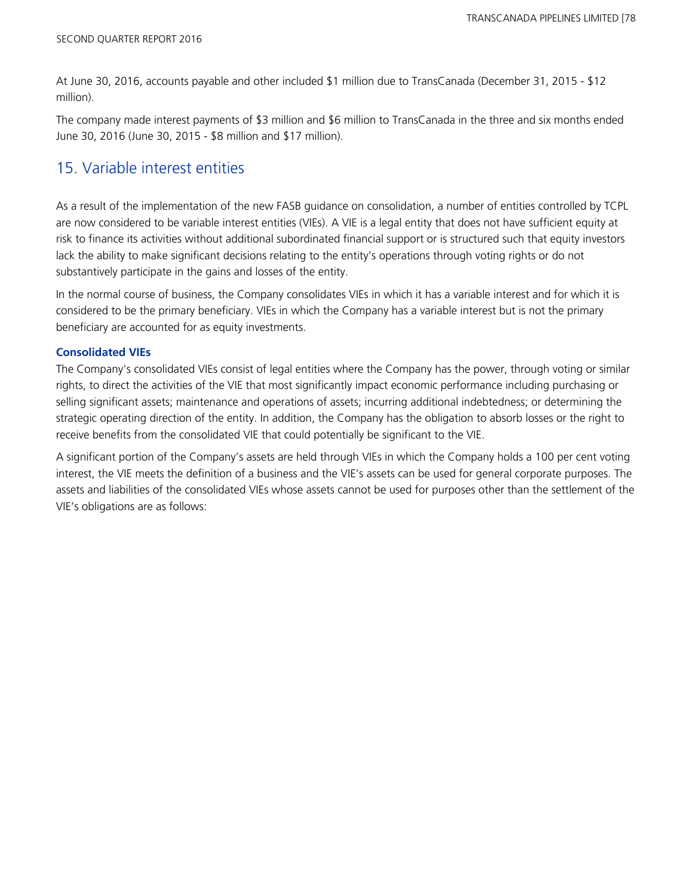At June 30, 2016, accounts payable and other included $1 million due to TransCanada (December 31, 2015 - $12 million).

The company made interest payments of $3 million and $6 million to TransCanada in the three and six months ended June 30, 2016 (June 30, 2015 - $8 million and $17 million).

## 15. Variable interest entities

As a result of the implementation of the new FASB guidance on consolidation, a number of entities controlled by TCPL are now considered to be variable interest entities (VIEs). A VIE is a legal entity that does not have sufficient equity at risk to finance its activities without additional subordinated financial support or is structured such that equity investors lack the ability to make significant decisions relating to the entity's operations through voting rights or do not substantively participate in the gains and losses of the entity.

In the normal course of business, the Company consolidates VIEs in which it has a variable interest and for which it is considered to be the primary beneficiary. VIEs in which the Company has a variable interest but is not the primary beneficiary are accounted for as equity investments.

### Consolidated VIEs

The Company's consolidated VIEs consist of legal entities where the Company has the power, through voting or similar rights, to direct the activities of the VIE that most significantly impact economic performance including purchasing or selling significant assets; maintenance and operations of assets; incurring additional indebtedness; or determining the strategic operating direction of the entity. In addition, the Company has the obligation to absorb losses or the right to receive benefits from the consolidated VIE that could potentially be significant to the VIE.

A significant portion of the Company's assets are held through VIEs in which the Company holds a 100 per cent voting interest, the VIE meets the definition of a business and the VIE's assets can be used for general corporate purposes. The assets and liabilities of the consolidated VIEs whose assets cannot be used for purposes other than the settlement of the VIE's obligations are as follows: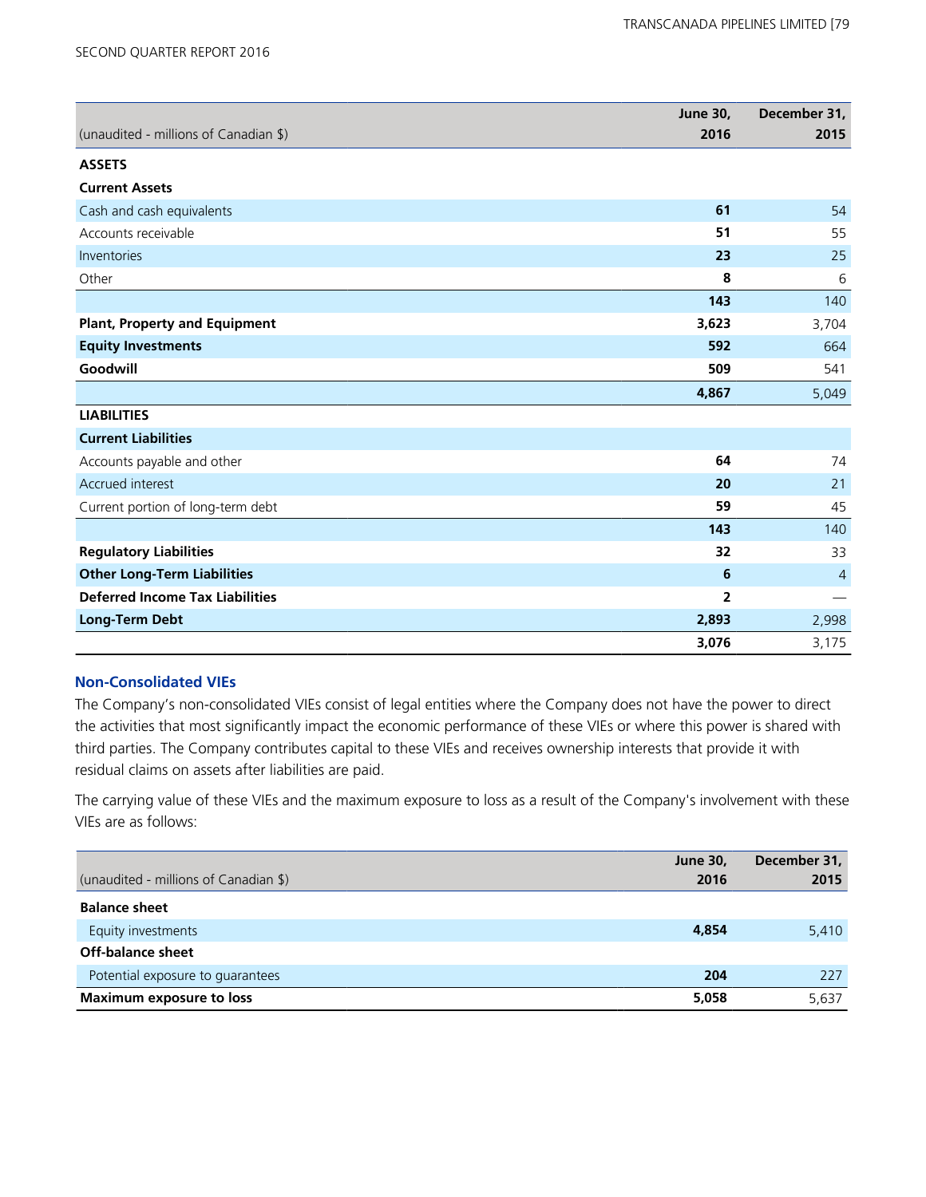| (unaudited - millions of Canadian $) | June 30, 2016 | December 31, 2015 |
|---|---|---|
| **ASSETS** | | |
| **Current Assets** | | |
| Cash and cash equivalents | **61** | 54 |
| Accounts receivable | **51** | 55 |
| Inventories | **23** | 25 |
| Other | **8** | 6 |
| | **143** | 140 |
| **Plant, Property and Equipment** | **3,623** | 3,704 |
| **Equity Investments** | **592** | 664 |
| **Goodwill** | **509** | 541 |
| | **4,867** | 5,049 |
| **LIABILITIES** | | |
| **Current Liabilities** | | |
| Accounts payable and other | **64** | 74 |
| Accrued interest | **20** | 21 |
| Current portion of long-term debt | **59** | 45 |
| | **143** | 140 |
| **Regulatory Liabilities** | **32** | 33 |
| **Other Long-Term Liabilities** | **6** | 4 |
| **Deferred Income Tax Liabilities** | **2** | — |
| **Long-Term Debt** | **2,893** | 2,998 |
| | **3,076** | 3,175 |

### Non-Consolidated VIEs

The Company's non-consolidated VIEs consist of legal entities where the Company does not have the power to direct the activities that most significantly impact the economic performance of these VIEs or where this power is shared with third parties. The Company contributes capital to these VIEs and receives ownership interests that provide it with residual claims on assets after liabilities are paid.

The carrying value of these VIEs and the maximum exposure to loss as a result of the Company's involvement with these VIEs are as follows:

| (unaudited - millions of Canadian $) | June 30, 2016 | December 31, 2015 |
|---|---|---|
| **Balance sheet** | | |
| Equity investments | **4,854** | 5,410 |
| **Off-balance sheet** | | |
| Potential exposure to guarantees | **204** | 227 |
| **Maximum exposure to loss** | **5,058** | 5,637 |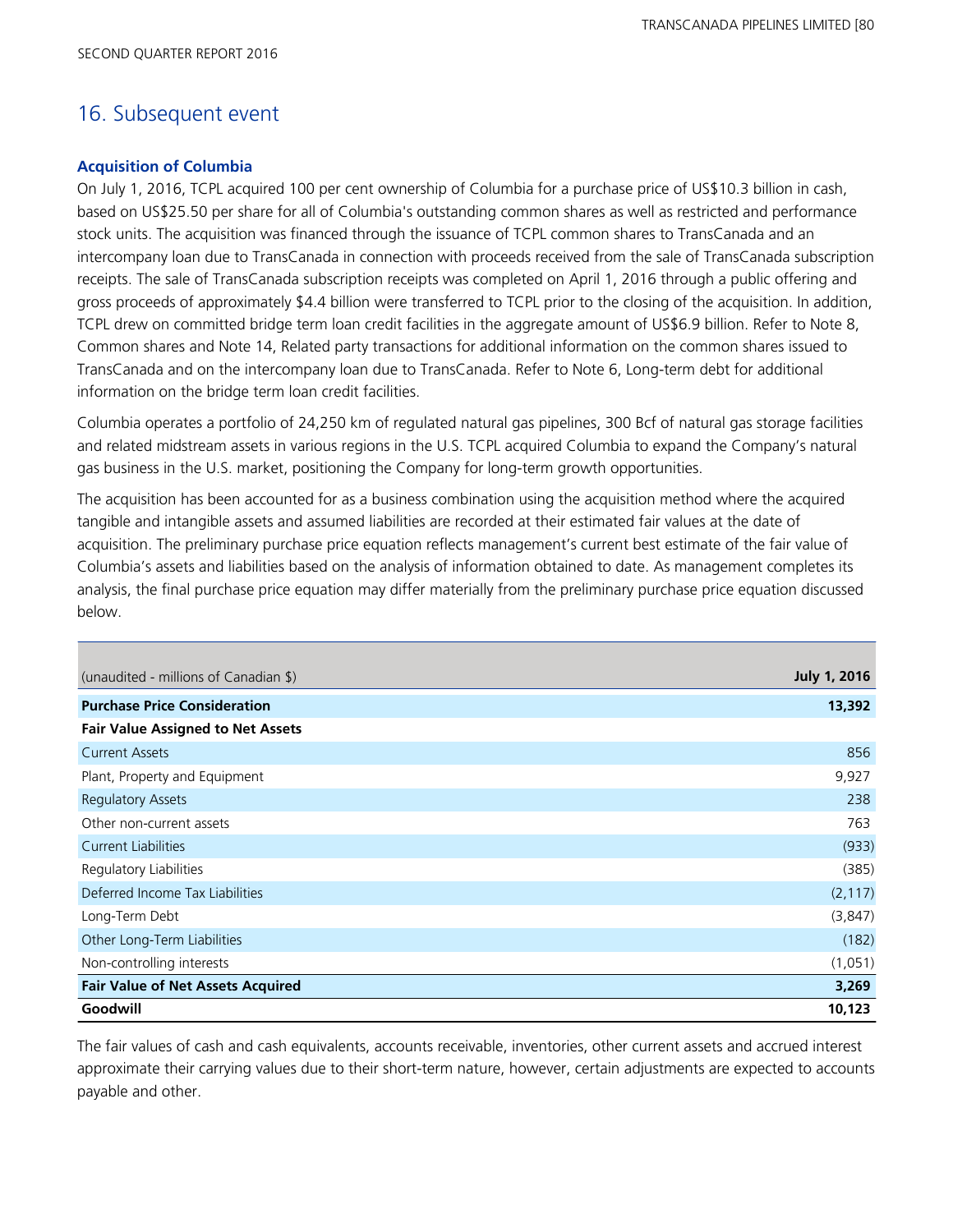## 16. Subsequent event

### Acquisition of Columbia

On July 1, 2016, TCPL acquired 100 per cent ownership of Columbia for a purchase price of US$10.3 billion in cash, based on US$25.50 per share for all of Columbia's outstanding common shares as well as restricted and performance stock units. The acquisition was financed through the issuance of TCPL common shares to TransCanada and an intercompany loan due to TransCanada in connection with proceeds received from the sale of TransCanada subscription receipts. The sale of TransCanada subscription receipts was completed on April 1, 2016 through a public offering and gross proceeds of approximately $4.4 billion were transferred to TCPL prior to the closing of the acquisition. In addition, TCPL drew on committed bridge term loan credit facilities in the aggregate amount of US$6.9 billion. Refer to Note 8, Common shares and Note 14, Related party transactions for additional information on the common shares issued to TransCanada and on the intercompany loan due to TransCanada. Refer to Note 6, Long-term debt for additional information on the bridge term loan credit facilities.

Columbia operates a portfolio of 24,250 km of regulated natural gas pipelines, 300 Bcf of natural gas storage facilities and related midstream assets in various regions in the U.S. TCPL acquired Columbia to expand the Company's natural gas business in the U.S. market, positioning the Company for long-term growth opportunities.

The acquisition has been accounted for as a business combination using the acquisition method where the acquired tangible and intangible assets and assumed liabilities are recorded at their estimated fair values at the date of acquisition. The preliminary purchase price equation reflects management's current best estimate of the fair value of Columbia's assets and liabilities based on the analysis of information obtained to date. As management completes its analysis, the final purchase price equation may differ materially from the preliminary purchase price equation discussed below.

| (unaudited - millions of Canadian $) | **July 1, 2016** |
|---|---|
| **Purchase Price Consideration** | **13,392** |
| **Fair Value Assigned to Net Assets** | |
| Current Assets | 856 |
| Plant, Property and Equipment | 9,927 |
| Regulatory Assets | 238 |
| Other non-current assets | 763 |
| Current Liabilities | (933) |
| Regulatory Liabilities | (385) |
| Deferred Income Tax Liabilities | (2,117) |
| Long-Term Debt | (3,847) |
| Other Long-Term Liabilities | (182) |
| Non-controlling interests | (1,051) |
| **Fair Value of Net Assets Acquired** | **3,269** |
| **Goodwill** | **10,123** |

The fair values of cash and cash equivalents, accounts receivable, inventories, other current assets and accrued interest approximate their carrying values due to their short-term nature, however, certain adjustments are expected to accounts payable and other.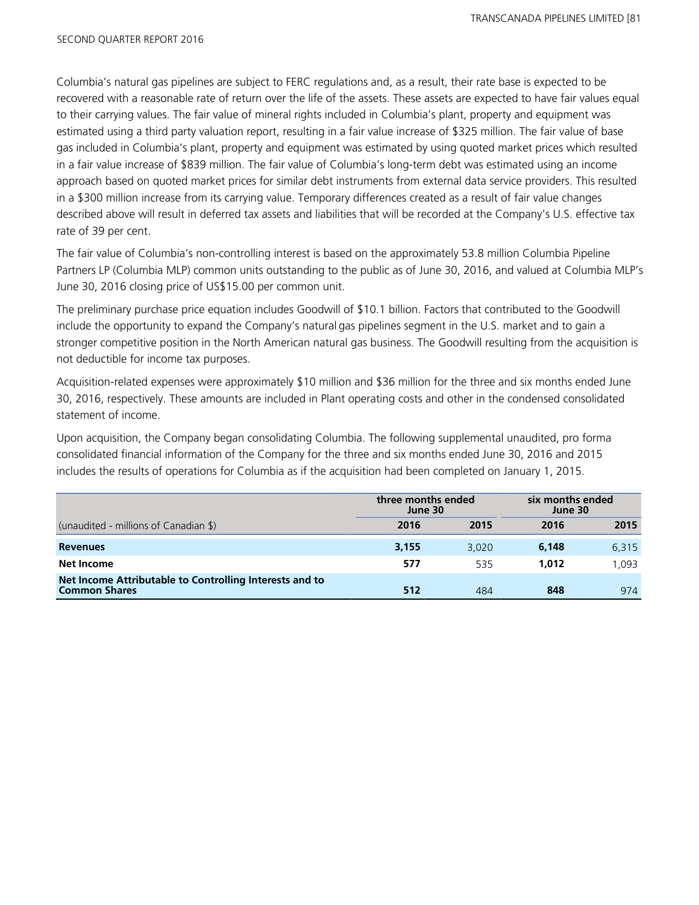Columbia's natural gas pipelines are subject to FERC regulations and, as a result, their rate base is expected to be recovered with a reasonable rate of return over the life of the assets. These assets are expected to have fair values equal to their carrying values. The fair value of mineral rights included in Columbia's plant, property and equipment was estimated using a third party valuation report, resulting in a fair value increase of $325 million. The fair value of base gas included in Columbia's plant, property and equipment was estimated by using quoted market prices which resulted in a fair value increase of $839 million. The fair value of Columbia's long-term debt was estimated using an income approach based on quoted market prices for similar debt instruments from external data service providers. This resulted in a $300 million increase from its carrying value. Temporary differences created as a result of fair value changes described above will result in deferred tax assets and liabilities that will be recorded at the Company's U.S. effective tax rate of 39 per cent.

The fair value of Columbia's non-controlling interest is based on the approximately 53.8 million Columbia Pipeline Partners LP (Columbia MLP) common units outstanding to the public as of June 30, 2016, and valued at Columbia MLP's June 30, 2016 closing price of US$15.00 per common unit.

The preliminary purchase price equation includes Goodwill of $10.1 billion. Factors that contributed to the Goodwill include the opportunity to expand the Company's natural gas pipelines segment in the U.S. market and to gain a stronger competitive position in the North American natural gas business. The Goodwill resulting from the acquisition is not deductible for income tax purposes.

Acquisition-related expenses were approximately $10 million and $36 million for the three and six months ended June 30, 2016, respectively. These amounts are included in Plant operating costs and other in the condensed consolidated statement of income.

Upon acquisition, the Company began consolidating Columbia. The following supplemental unaudited, pro forma consolidated financial information of the Company for the three and six months ended June 30, 2016 and 2015 includes the results of operations for Columbia as if the acquisition had been completed on January 1, 2015.

| | three months ended June 30 | | six months ended June 30 | |
|---|---|---|---|---|
| (unaudited - millions of Canadian $) | **2016** | **2015** | **2016** | **2015** |
| **Revenues** | **3,155** | 3,020 | **6,148** | 6,315 |
| **Net Income** | **577** | 535 | **1,012** | 1,093 |
| **Net Income Attributable to Controlling Interests and to Common Shares** | **512** | 484 | **848** | 974 |